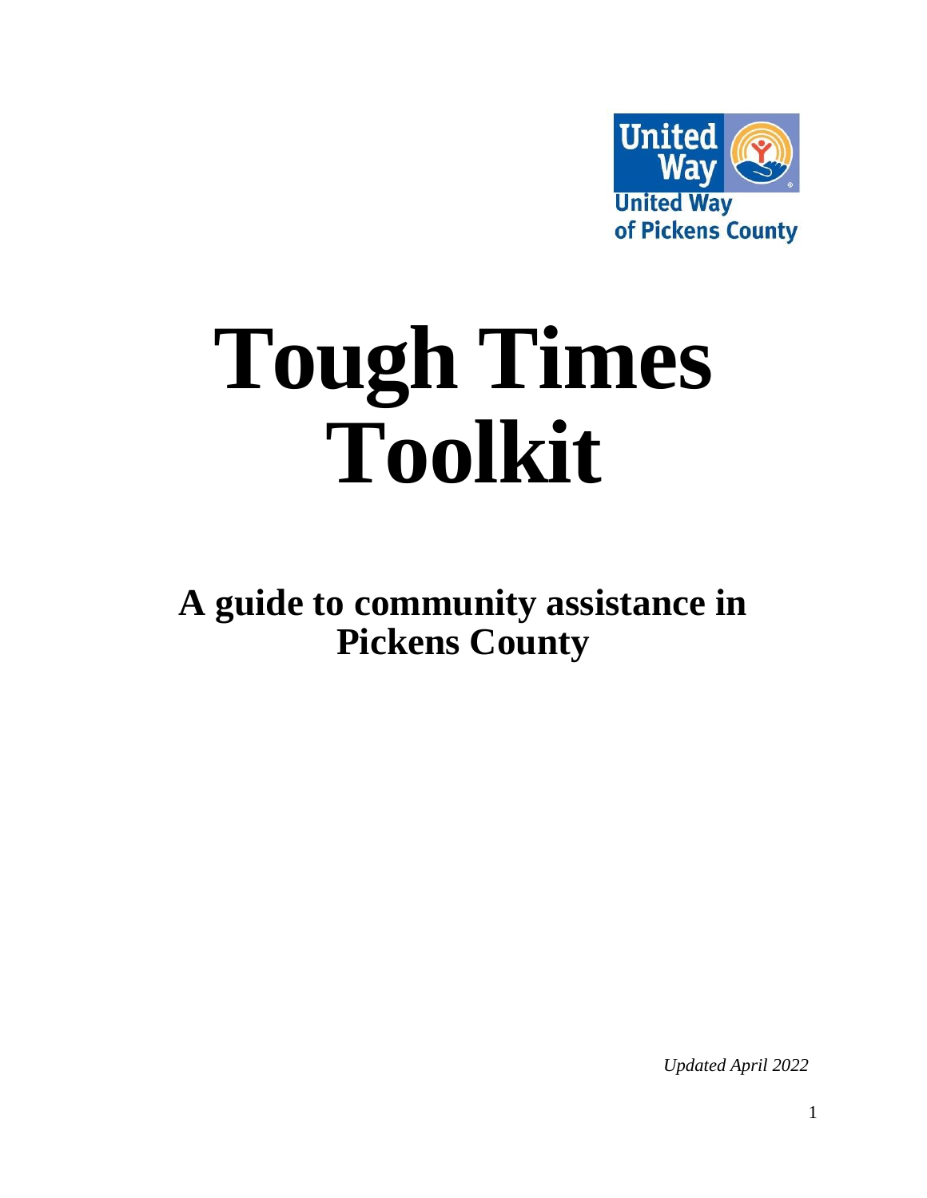United Way

United Way of Pickens County

# Tough Times Toolkit

## A guide to community assistance in Pickens County

*Updated April 2022*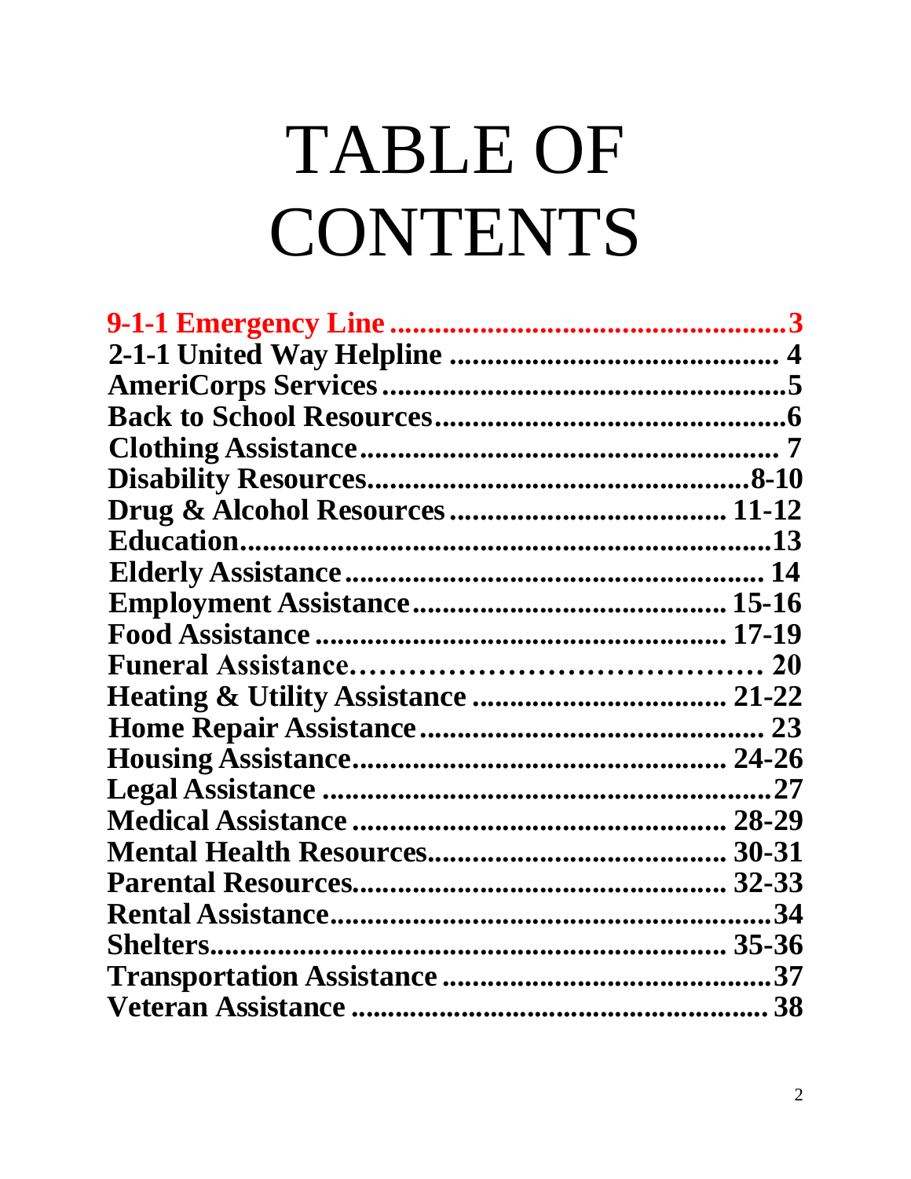# TABLE OF CONTENTS

**9-1-1 Emergency Line ........................................................3**
**2-1-1 United Way Helpline ............................................ 4**
**AmeriCorps Services ......................................................5**
**Back to School Resources...............................................6**
**Clothing Assistance ......................................................... 7**
**Disability Resources....................................................8-10**
**Drug & Alcohol Resources ..................................... 11-12**
**Education.........................................................................13**
**Elderly Assistance ......................................................... 14**
**Employment Assistance.......................................... 15-16**
**Food Assistance ....................................................... 17-19**
**Funeral Assistance…………………………………… 20**
**Heating & Utility Assistance .................................. 21-22**
**Home Repair Assistance .............................................. 23**
**Housing Assistance.................................................. 24-26**
**Legal Assistance .............................................................27**
**Medical Assistance ................................................... 28-29**
**Mental Health Resources......................................... 30-31**
**Parental Resources................................................... 32-33**
**Rental Assistance............................................................34**
**Shelters...................................................................... 35-36**
**Transportation Assistance .............................................37**
**Veteran Assistance ......................................................... 38**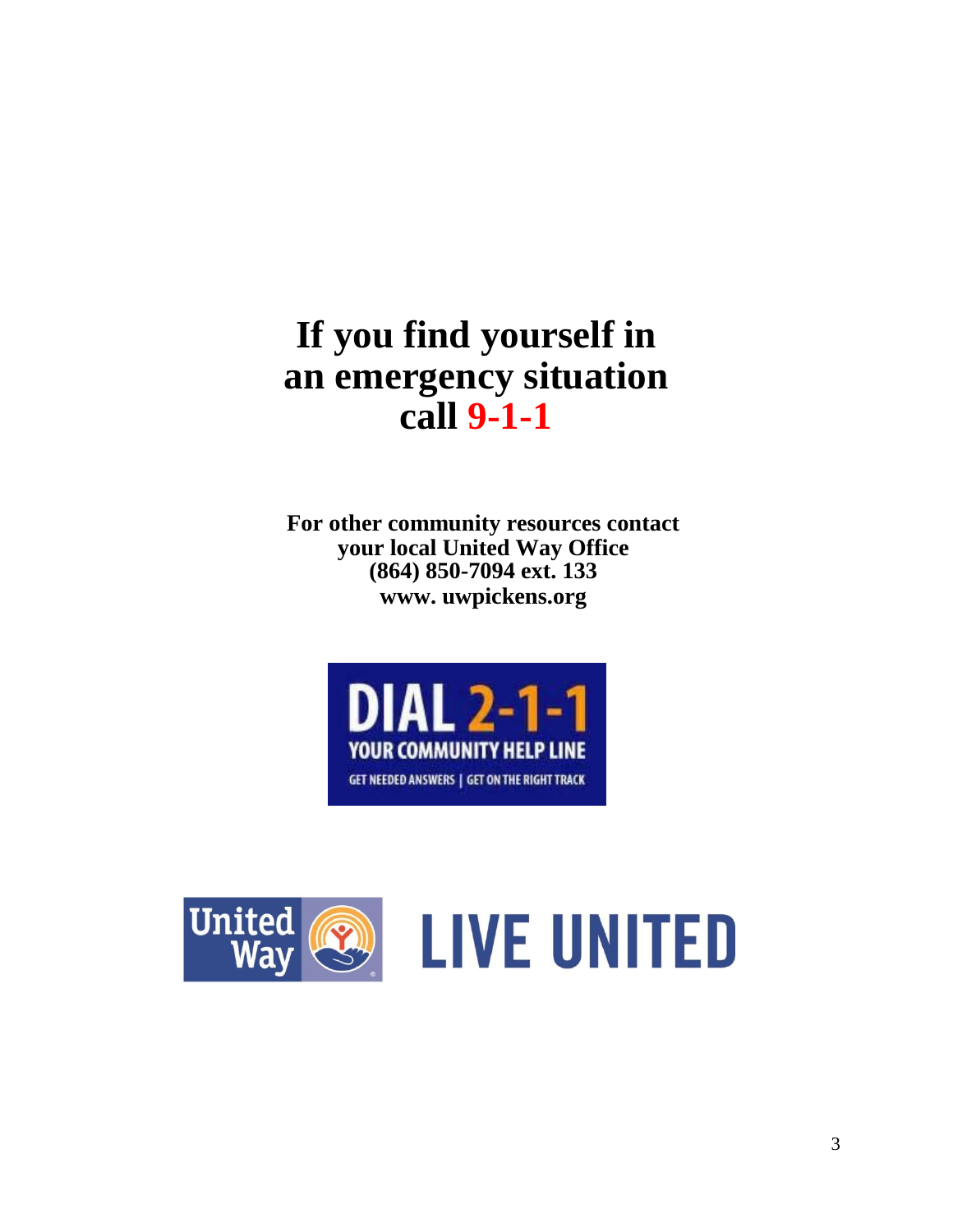# If you find yourself in an emergency situation call 9-1-1

**For other community resources contact your local United Way Office**
**(864) 850-7094 ext. 133**
**www. uwpickens.org**

DIAL 2-1-1
YOUR COMMUNITY HELP LINE
GET NEEDED ANSWERS | GET ON THE RIGHT TRACK

United Way LIVE UNITED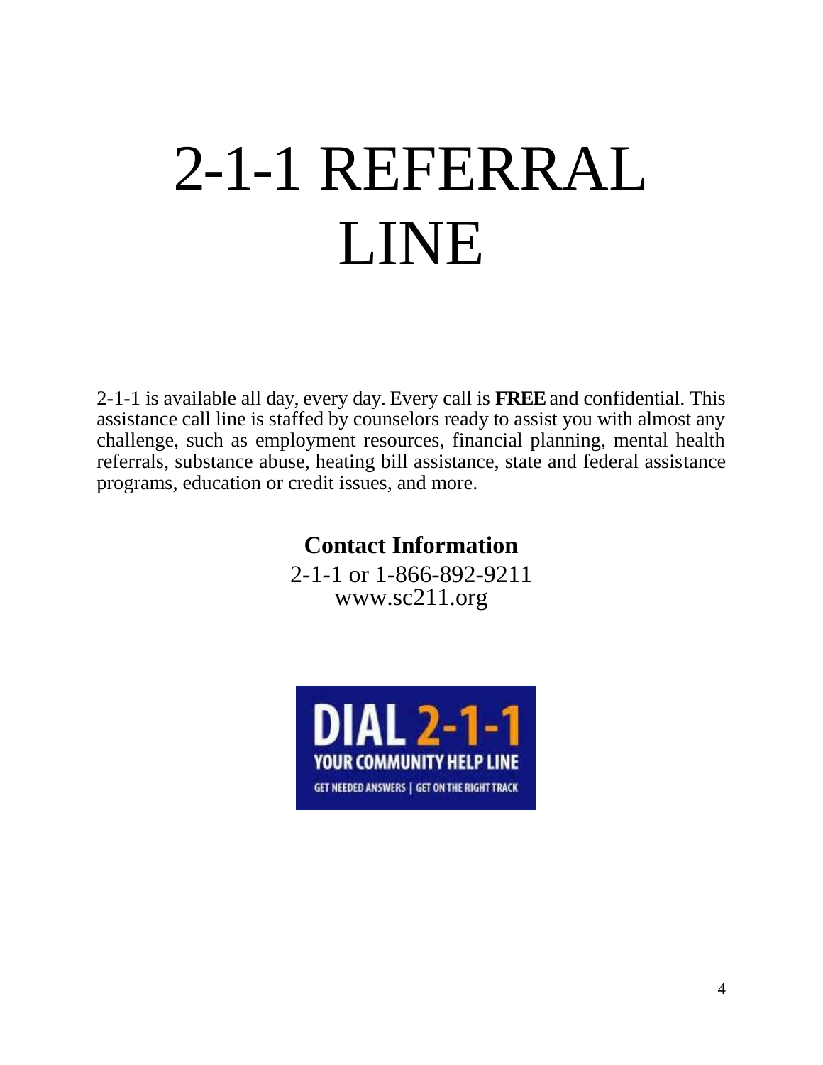# 2-1-1 REFERRAL LINE

2-1-1 is available all day, every day. Every call is **FREE** and confidential. This assistance call line is staffed by counselors ready to assist you with almost any challenge, such as employment resources, financial planning, mental health referrals, substance abuse, heating bill assistance, state and federal assistance programs, education or credit issues, and more.

**Contact Information**

2-1-1 or 1-866-892-9211
www.sc211.org

DIAL 2-1-1
YOUR COMMUNITY HELP LINE
GET NEEDED ANSWERS | GET ON THE RIGHT TRACK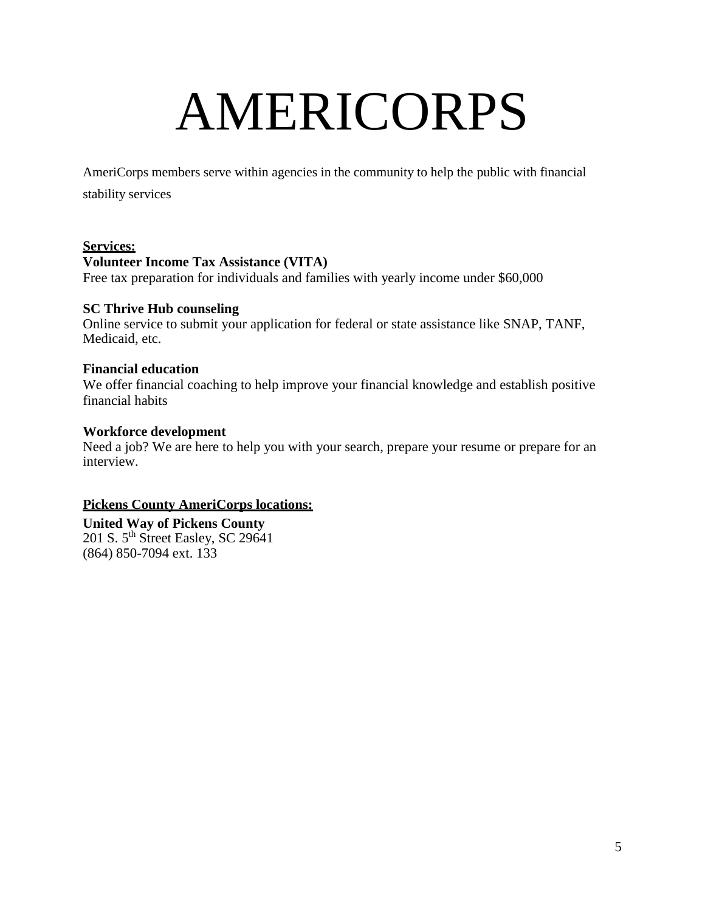# AMERICORPS

AmeriCorps members serve within agencies in the community to help the public with financial stability services

**<u>Services:</u>**

**Volunteer Income Tax Assistance (VITA)**
Free tax preparation for individuals and families with yearly income under $60,000

**SC Thrive Hub counseling**
Online service to submit your application for federal or state assistance like SNAP, TANF, Medicaid, etc.

**Financial education**
We offer financial coaching to help improve your financial knowledge and establish positive financial habits

**Workforce development**
Need a job? We are here to help you with your search, prepare your resume or prepare for an interview.

**<u>Pickens County AmeriCorps locations:</u>**

**United Way of Pickens County**
201 S. 5th Street Easley, SC 29641
(864) 850-7094 ext. 133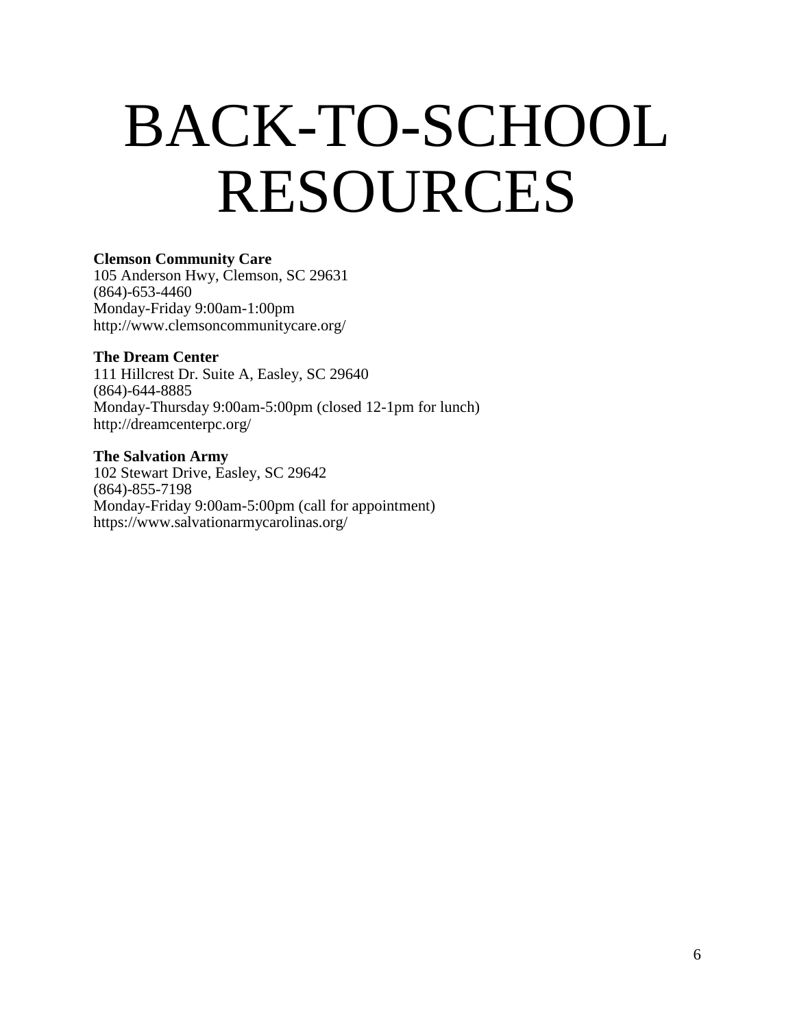# BACK-TO-SCHOOL RESOURCES

**Clemson Community Care**
105 Anderson Hwy, Clemson, SC 29631
(864)-653-4460
Monday-Friday 9:00am-1:00pm
http://www.clemsoncommunitycare.org/

**The Dream Center**
111 Hillcrest Dr. Suite A, Easley, SC 29640
(864)-644-8885
Monday-Thursday 9:00am-5:00pm (closed 12-1pm for lunch)
http://dreamcenterpc.org/

**The Salvation Army**
102 Stewart Drive, Easley, SC 29642
(864)-855-7198
Monday-Friday 9:00am-5:00pm (call for appointment)
https://www.salvationarmycarolinas.org/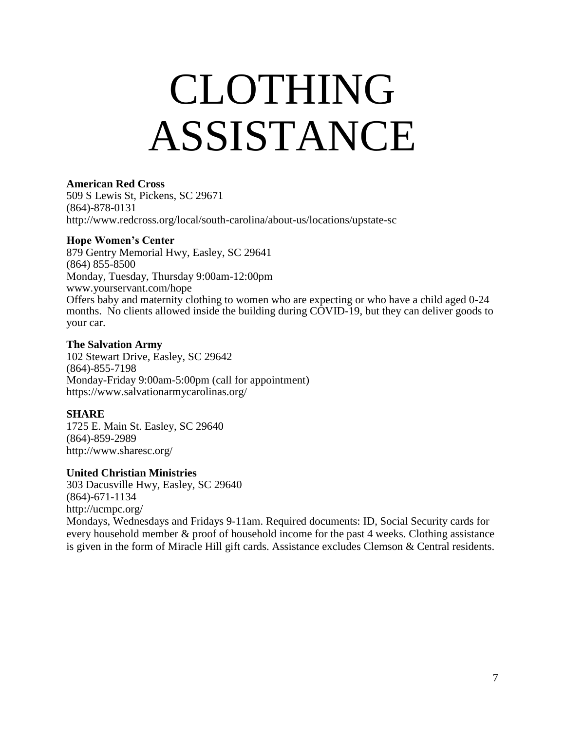# CLOTHING ASSISTANCE

**American Red Cross**
509 S Lewis St, Pickens, SC 29671
(864)-878-0131
http://www.redcross.org/local/south-carolina/about-us/locations/upstate-sc

**Hope Women's Center**
879 Gentry Memorial Hwy, Easley, SC 29641
(864) 855-8500
Monday, Tuesday, Thursday 9:00am-12:00pm
www.yourservant.com/hope
Offers baby and maternity clothing to women who are expecting or who have a child aged 0-24 months. No clients allowed inside the building during COVID-19, but they can deliver goods to your car.

**The Salvation Army**
102 Stewart Drive, Easley, SC 29642
(864)-855-7198
Monday-Friday 9:00am-5:00pm (call for appointment)
https://www.salvationarmycarolinas.org/

**SHARE**
1725 E. Main St. Easley, SC 29640
(864)-859-2989
http://www.sharesc.org/

**United Christian Ministries**
303 Dacusville Hwy, Easley, SC 29640
(864)-671-1134
http://ucmpc.org/
Mondays, Wednesdays and Fridays 9-11am. Required documents: ID, Social Security cards for every household member & proof of household income for the past 4 weeks. Clothing assistance is given in the form of Miracle Hill gift cards. Assistance excludes Clemson & Central residents.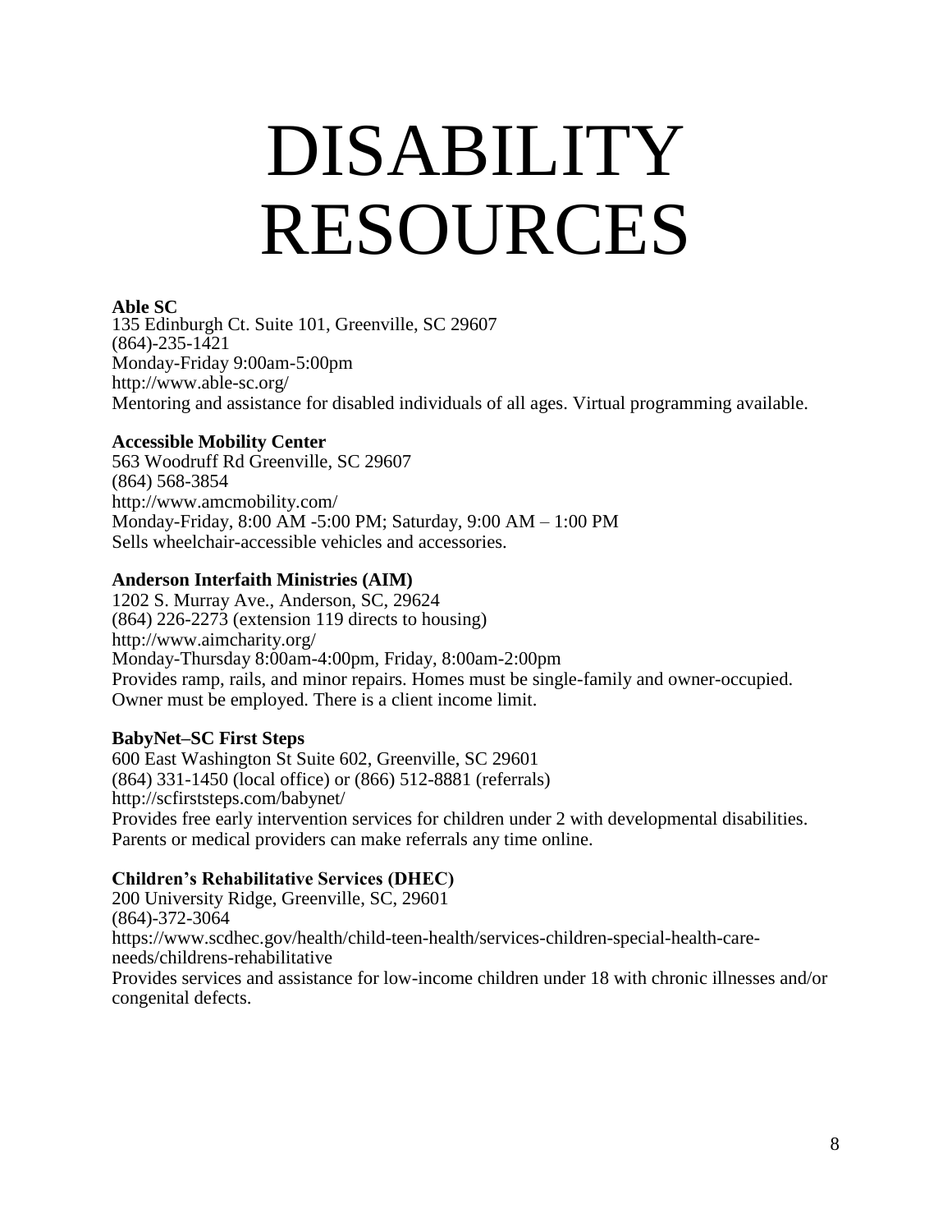# DISABILITY RESOURCES

**Able SC**
135 Edinburgh Ct. Suite 101, Greenville, SC 29607
(864)-235-1421
Monday-Friday 9:00am-5:00pm
http://www.able-sc.org/
Mentoring and assistance for disabled individuals of all ages. Virtual programming available.

**Accessible Mobility Center**
563 Woodruff Rd Greenville, SC 29607
(864) 568-3854
http://www.amcmobility.com/
Monday-Friday, 8:00 AM -5:00 PM; Saturday, 9:00 AM – 1:00 PM
Sells wheelchair-accessible vehicles and accessories.

**Anderson Interfaith Ministries (AIM)**
1202 S. Murray Ave., Anderson, SC, 29624
(864) 226-2273 (extension 119 directs to housing)
http://www.aimcharity.org/
Monday-Thursday 8:00am-4:00pm, Friday, 8:00am-2:00pm
Provides ramp, rails, and minor repairs. Homes must be single-family and owner-occupied. Owner must be employed. There is a client income limit.

**BabyNet–SC First Steps**
600 East Washington St Suite 602, Greenville, SC 29601
(864) 331-1450 (local office) or (866) 512-8881 (referrals)
http://scfirststeps.com/babynet/
Provides free early intervention services for children under 2 with developmental disabilities. Parents or medical providers can make referrals any time online.

**Children's Rehabilitative Services (DHEC)**
200 University Ridge, Greenville, SC, 29601
(864)-372-3064
https://www.scdhec.gov/health/child-teen-health/services-children-special-health-care-needs/childrens-rehabilitative
Provides services and assistance for low-income children under 18 with chronic illnesses and/or congenital defects.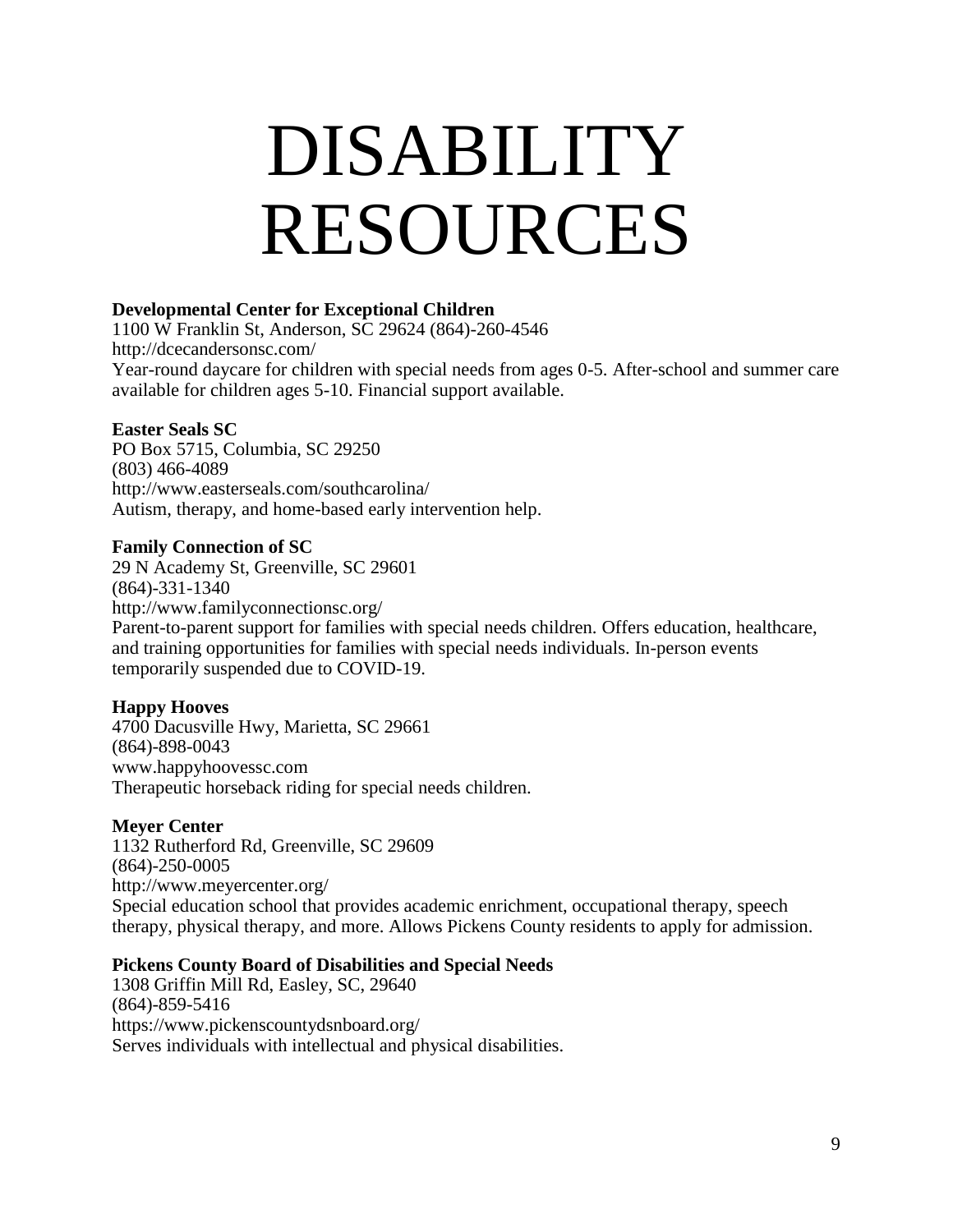# DISABILITY RESOURCES

**Developmental Center for Exceptional Children**
1100 W Franklin St, Anderson, SC 29624 (864)-260-4546
http://dcecandersonsc.com/
Year-round daycare for children with special needs from ages 0-5. After-school and summer care available for children ages 5-10. Financial support available.

**Easter Seals SC**
PO Box 5715, Columbia, SC 29250
(803) 466-4089
http://www.easterseals.com/southcarolina/
Autism, therapy, and home-based early intervention help.

**Family Connection of SC**
29 N Academy St, Greenville, SC 29601
(864)-331-1340
http://www.familyconnectionsc.org/
Parent-to-parent support for families with special needs children. Offers education, healthcare, and training opportunities for families with special needs individuals. In-person events temporarily suspended due to COVID-19.

**Happy Hooves**
4700 Dacusville Hwy, Marietta, SC 29661
(864)-898-0043
www.happyhoovessc.com
Therapeutic horseback riding for special needs children.

**Meyer Center**
1132 Rutherford Rd, Greenville, SC 29609
(864)-250-0005
http://www.meyercenter.org/
Special education school that provides academic enrichment, occupational therapy, speech therapy, physical therapy, and more. Allows Pickens County residents to apply for admission.

**Pickens County Board of Disabilities and Special Needs**
1308 Griffin Mill Rd, Easley, SC, 29640
(864)-859-5416
https://www.pickenscountydsnboard.org/
Serves individuals with intellectual and physical disabilities.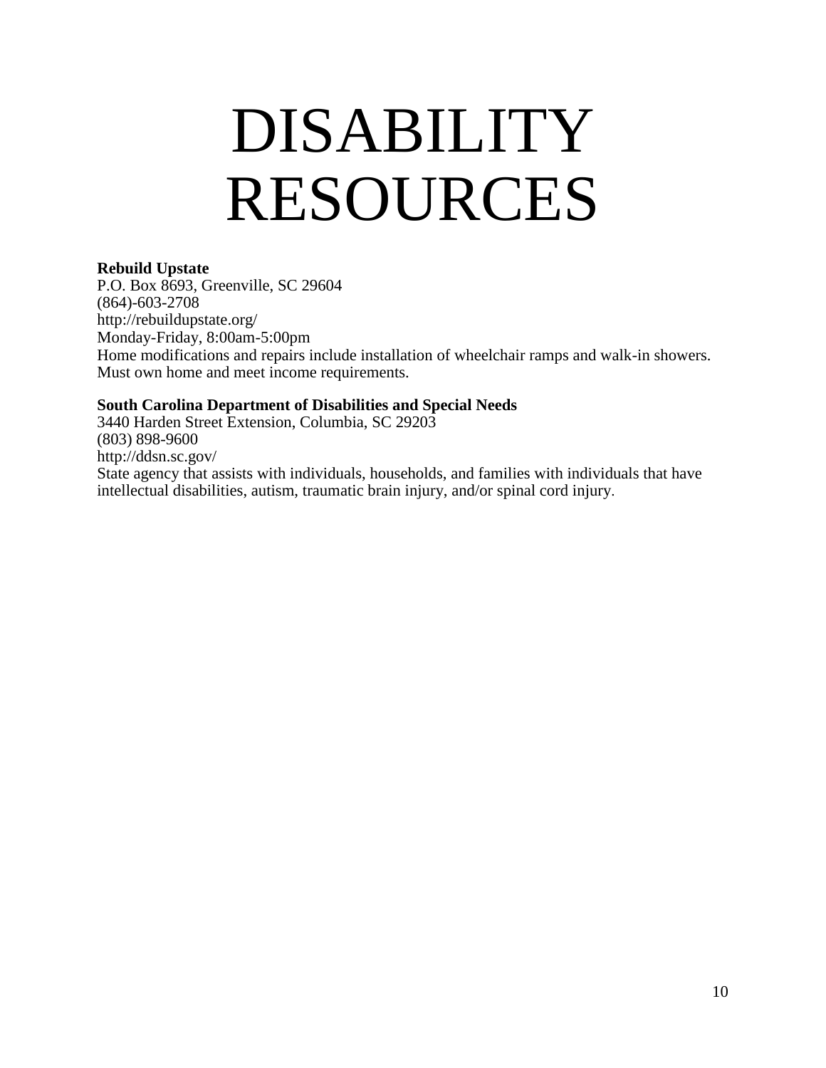# DISABILITY RESOURCES

**Rebuild Upstate**
P.O. Box 8693, Greenville, SC 29604
(864)-603-2708
http://rebuildupstate.org/
Monday-Friday, 8:00am-5:00pm
Home modifications and repairs include installation of wheelchair ramps and walk-in showers. Must own home and meet income requirements.

**South Carolina Department of Disabilities and Special Needs**
3440 Harden Street Extension, Columbia, SC 29203
(803) 898-9600
http://ddsn.sc.gov/
State agency that assists with individuals, households, and families with individuals that have intellectual disabilities, autism, traumatic brain injury, and/or spinal cord injury.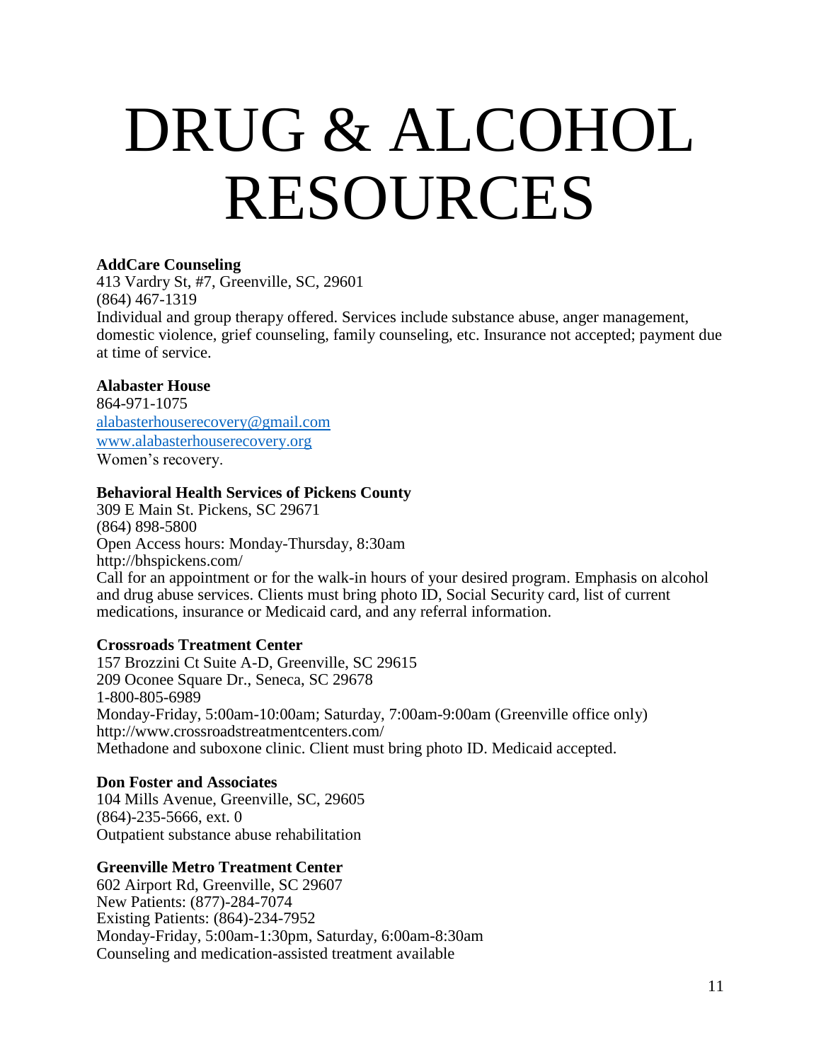# DRUG & ALCOHOL RESOURCES

**AddCare Counseling**
413 Vardry St, #7, Greenville, SC, 29601
(864) 467-1319
Individual and group therapy offered. Services include substance abuse, anger management, domestic violence, grief counseling, family counseling, etc. Insurance not accepted; payment due at time of service.

**Alabaster House**
864-971-1075
alabasterhouserecovery@gmail.com
www.alabasterhouserecovery.org
Women's recovery.

**Behavioral Health Services of Pickens County**
309 E Main St. Pickens, SC 29671
(864) 898-5800
Open Access hours: Monday-Thursday, 8:30am
http://bhspickens.com/
Call for an appointment or for the walk-in hours of your desired program. Emphasis on alcohol and drug abuse services. Clients must bring photo ID, Social Security card, list of current medications, insurance or Medicaid card, and any referral information.

**Crossroads Treatment Center**
157 Brozzini Ct Suite A-D, Greenville, SC 29615
209 Oconee Square Dr., Seneca, SC 29678
1-800-805-6989
Monday-Friday, 5:00am-10:00am; Saturday, 7:00am-9:00am (Greenville office only)
http://www.crossroadstreatmentcenters.com/
Methadone and suboxone clinic. Client must bring photo ID. Medicaid accepted.

**Don Foster and Associates**
104 Mills Avenue, Greenville, SC, 29605
(864)-235-5666, ext. 0
Outpatient substance abuse rehabilitation

**Greenville Metro Treatment Center**
602 Airport Rd, Greenville, SC 29607
New Patients: (877)-284-7074
Existing Patients: (864)-234-7952
Monday-Friday, 5:00am-1:30pm, Saturday, 6:00am-8:30am
Counseling and medication-assisted treatment available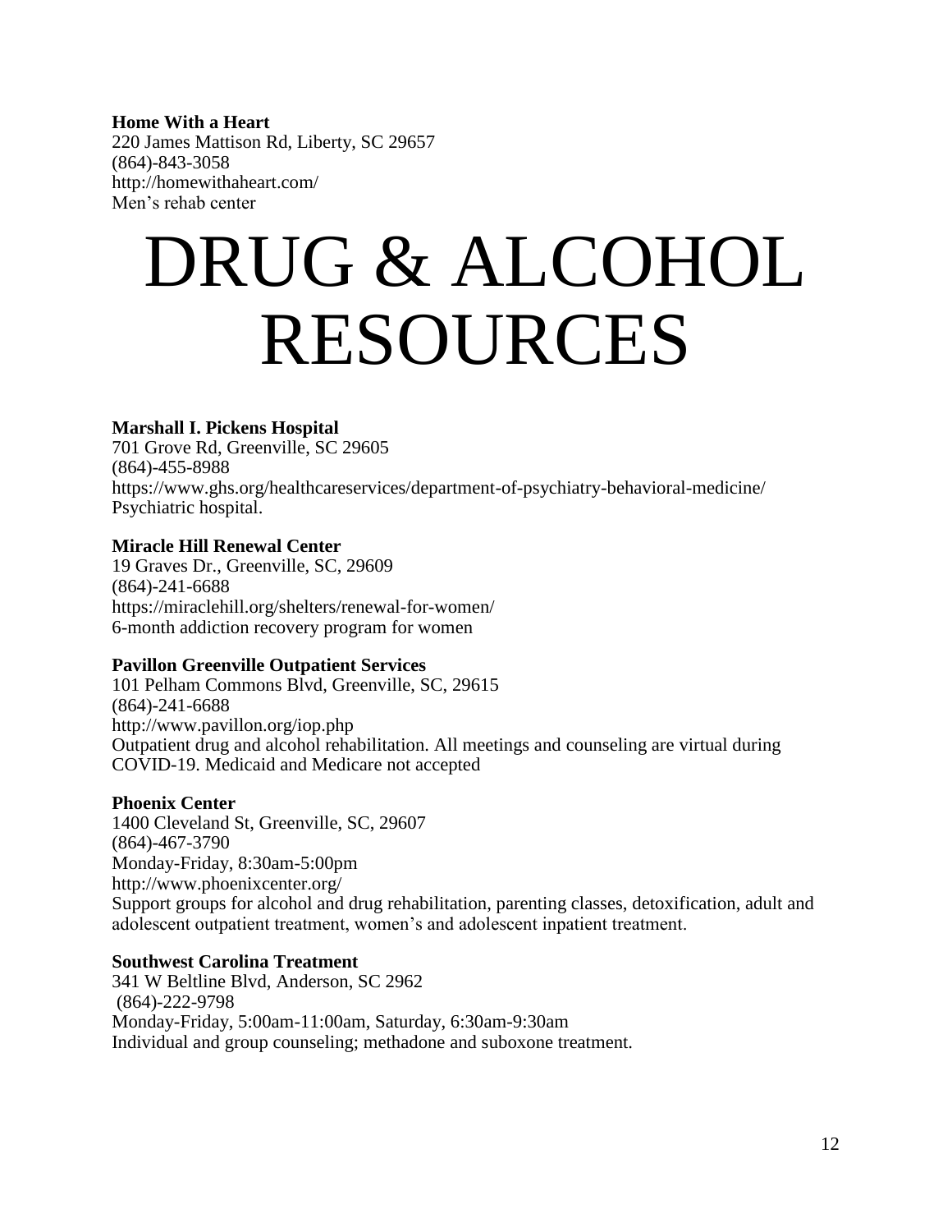**Home With a Heart**
220 James Mattison Rd, Liberty, SC 29657
(864)-843-3058
http://homewithaheart.com/
Men's rehab center

# DRUG & ALCOHOL RESOURCES

**Marshall I. Pickens Hospital**
701 Grove Rd, Greenville, SC 29605
(864)-455-8988
https://www.ghs.org/healthcareservices/department-of-psychiatry-behavioral-medicine/
Psychiatric hospital.

**Miracle Hill Renewal Center**
19 Graves Dr., Greenville, SC, 29609
(864)-241-6688
https://miraclehill.org/shelters/renewal-for-women/
6-month addiction recovery program for women

**Pavillon Greenville Outpatient Services**
101 Pelham Commons Blvd, Greenville, SC, 29615
(864)-241-6688
http://www.pavillon.org/iop.php
Outpatient drug and alcohol rehabilitation. All meetings and counseling are virtual during COVID-19. Medicaid and Medicare not accepted

**Phoenix Center**
1400 Cleveland St, Greenville, SC, 29607
(864)-467-3790
Monday-Friday, 8:30am-5:00pm
http://www.phoenixcenter.org/
Support groups for alcohol and drug rehabilitation, parenting classes, detoxification, adult and adolescent outpatient treatment, women's and adolescent inpatient treatment.

**Southwest Carolina Treatment**
341 W Beltline Blvd, Anderson, SC 2962
(864)-222-9798
Monday-Friday, 5:00am-11:00am, Saturday, 6:30am-9:30am
Individual and group counseling; methadone and suboxone treatment.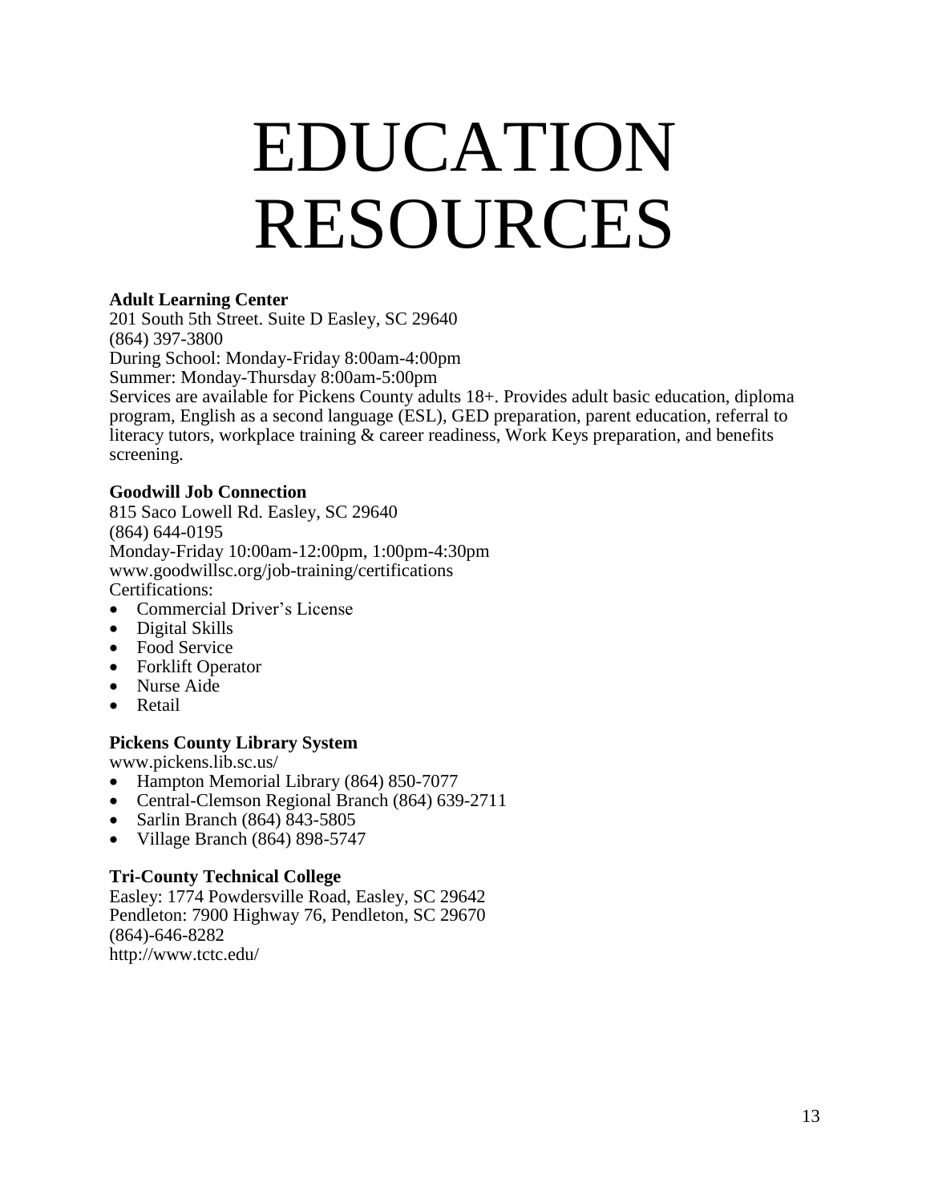# EDUCATION RESOURCES

**Adult Learning Center**
201 South 5th Street. Suite D Easley, SC 29640
(864) 397-3800
During School: Monday-Friday 8:00am-4:00pm
Summer: Monday-Thursday 8:00am-5:00pm
Services are available for Pickens County adults 18+. Provides adult basic education, diploma program, English as a second language (ESL), GED preparation, parent education, referral to literacy tutors, workplace training & career readiness, Work Keys preparation, and benefits screening.

**Goodwill Job Connection**
815 Saco Lowell Rd. Easley, SC 29640
(864) 644-0195
Monday-Friday 10:00am-12:00pm, 1:00pm-4:30pm
www.goodwillsc.org/job-training/certifications
Certifications:

- Commercial Driver's License
- Digital Skills
- Food Service
- Forklift Operator
- Nurse Aide
- Retail

**Pickens County Library System**
www.pickens.lib.sc.us/

- Hampton Memorial Library (864) 850-7077
- Central-Clemson Regional Branch (864) 639-2711
- Sarlin Branch (864) 843-5805
- Village Branch (864) 898-5747

**Tri-County Technical College**
Easley: 1774 Powdersville Road, Easley, SC 29642
Pendleton: 7900 Highway 76, Pendleton, SC 29670
(864)-646-8282
http://www.tctc.edu/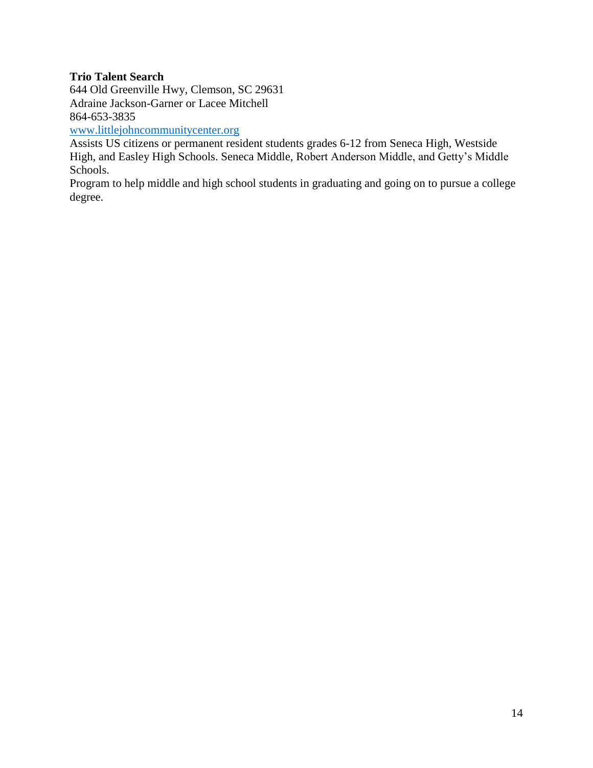**Trio Talent Search**
644 Old Greenville Hwy, Clemson, SC 29631
Adraine Jackson-Garner or Lacee Mitchell
864-653-3835
www.littlejohncommunitycenter.org
Assists US citizens or permanent resident students grades 6-12 from Seneca High, Westside High, and Easley High Schools. Seneca Middle, Robert Anderson Middle, and Getty's Middle Schools.
Program to help middle and high school students in graduating and going on to pursue a college degree.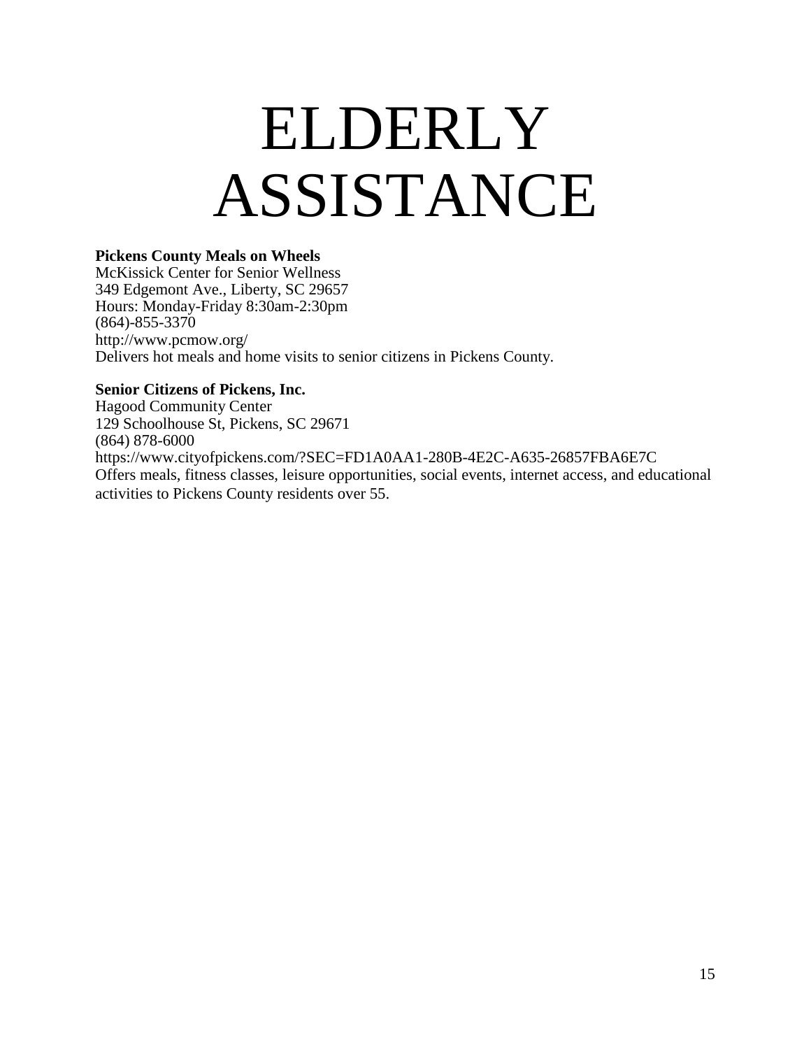# ELDERLY ASSISTANCE

**Pickens County Meals on Wheels**
McKissick Center for Senior Wellness
349 Edgemont Ave., Liberty, SC 29657
Hours: Monday-Friday 8:30am-2:30pm
(864)-855-3370
http://www.pcmow.org/
Delivers hot meals and home visits to senior citizens in Pickens County.

**Senior Citizens of Pickens, Inc.**
Hagood Community Center
129 Schoolhouse St, Pickens, SC 29671
(864) 878-6000
https://www.cityofpickens.com/?SEC=FD1A0AA1-280B-4E2C-A635-26857FBA6E7C
Offers meals, fitness classes, leisure opportunities, social events, internet access, and educational activities to Pickens County residents over 55.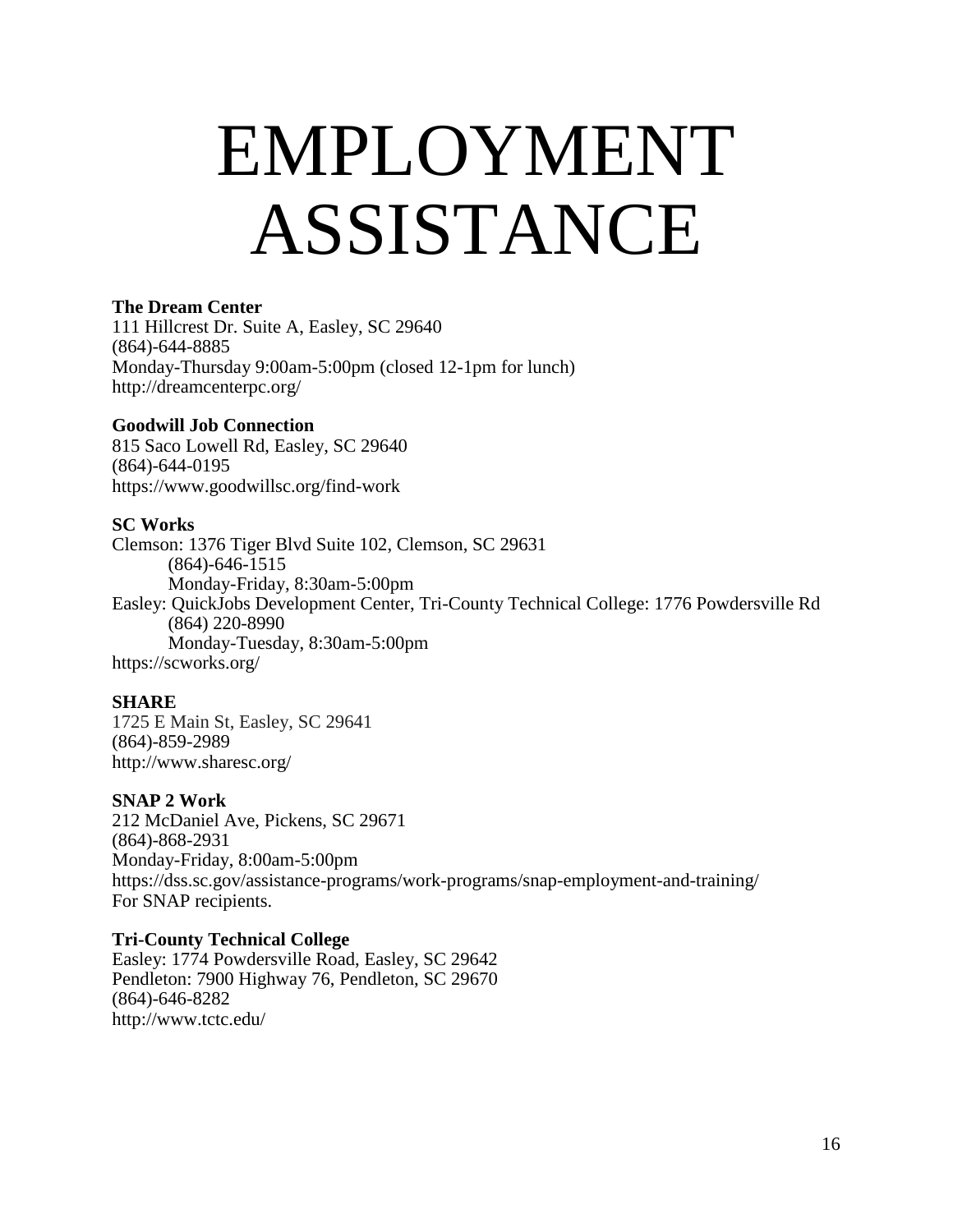# EMPLOYMENT ASSISTANCE

**The Dream Center**
111 Hillcrest Dr. Suite A, Easley, SC 29640
(864)-644-8885
Monday-Thursday 9:00am-5:00pm (closed 12-1pm for lunch)
http://dreamcenterpc.org/

**Goodwill Job Connection**
815 Saco Lowell Rd, Easley, SC 29640
(864)-644-0195
https://www.goodwillsc.org/find-work

**SC Works**
Clemson: 1376 Tiger Blvd Suite 102, Clemson, SC 29631
    (864)-646-1515
    Monday-Friday, 8:30am-5:00pm
Easley: QuickJobs Development Center, Tri-County Technical College: 1776 Powdersville Rd
    (864) 220-8990
    Monday-Tuesday, 8:30am-5:00pm
https://scworks.org/

**SHARE**
1725 E Main St, Easley, SC 29641
(864)-859-2989
http://www.sharesc.org/

**SNAP 2 Work**
212 McDaniel Ave, Pickens, SC 29671
(864)-868-2931
Monday-Friday, 8:00am-5:00pm
https://dss.sc.gov/assistance-programs/work-programs/snap-employment-and-training/
For SNAP recipients.

**Tri-County Technical College**
Easley: 1774 Powdersville Road, Easley, SC 29642
Pendleton: 7900 Highway 76, Pendleton, SC 29670
(864)-646-8282
http://www.tctc.edu/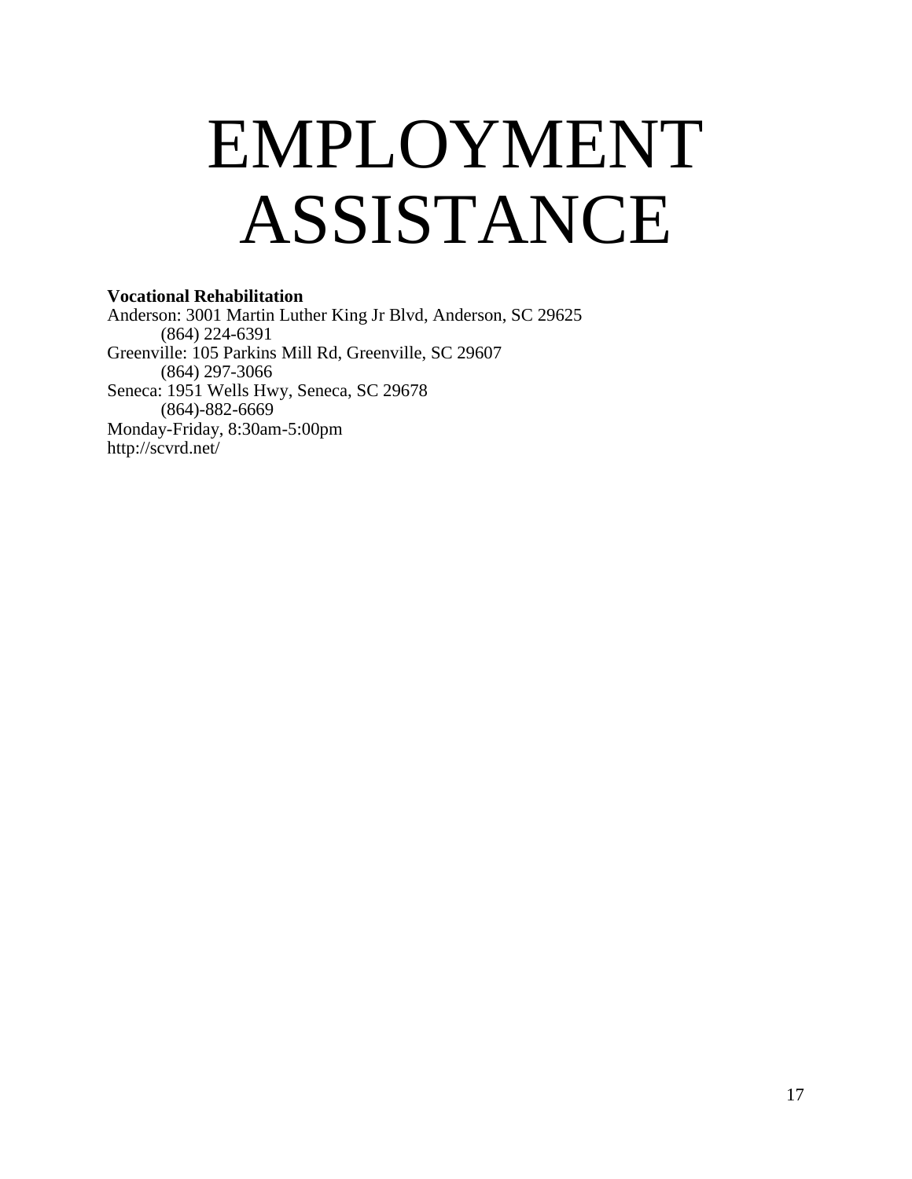# EMPLOYMENT ASSISTANCE

**Vocational Rehabilitation**
Anderson: 3001 Martin Luther King Jr Blvd, Anderson, SC 29625
    (864) 224-6391
Greenville: 105 Parkins Mill Rd, Greenville, SC 29607
    (864) 297-3066
Seneca: 1951 Wells Hwy, Seneca, SC 29678
    (864)-882-6669
Monday-Friday, 8:30am-5:00pm
http://scvrd.net/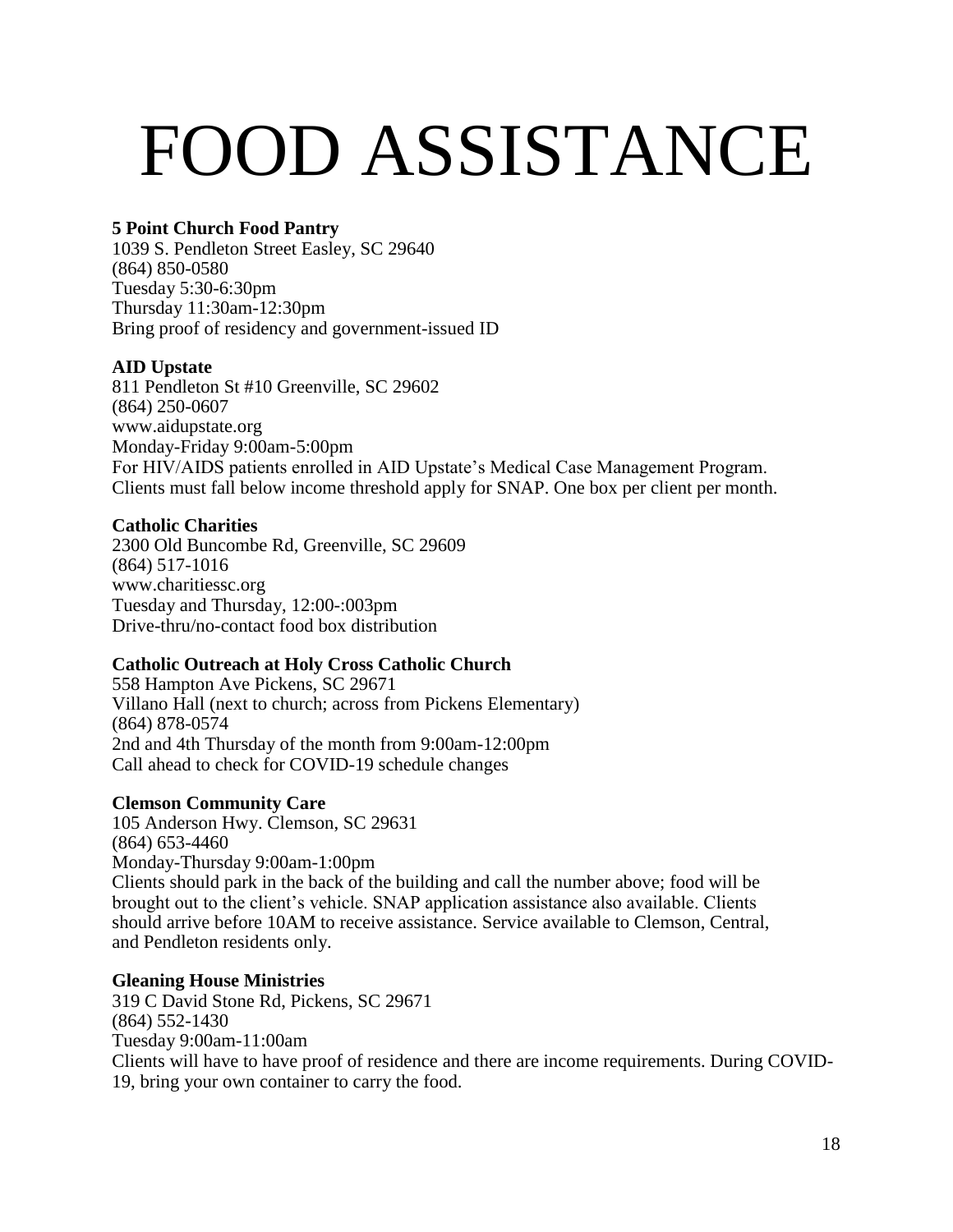# FOOD ASSISTANCE

**5 Point Church Food Pantry**
1039 S. Pendleton Street Easley, SC 29640
(864) 850-0580
Tuesday 5:30-6:30pm
Thursday 11:30am-12:30pm
Bring proof of residency and government-issued ID

**AID Upstate**
811 Pendleton St #10 Greenville, SC 29602
(864) 250-0607
www.aidupstate.org
Monday-Friday 9:00am-5:00pm
For HIV/AIDS patients enrolled in AID Upstate's Medical Case Management Program. Clients must fall below income threshold apply for SNAP. One box per client per month.

**Catholic Charities**
2300 Old Buncombe Rd, Greenville, SC 29609
(864) 517-1016
www.charitiessc.org
Tuesday and Thursday, 12:00-:003pm
Drive-thru/no-contact food box distribution

**Catholic Outreach at Holy Cross Catholic Church**
558 Hampton Ave Pickens, SC 29671
Villano Hall (next to church; across from Pickens Elementary)
(864) 878-0574
2nd and 4th Thursday of the month from 9:00am-12:00pm
Call ahead to check for COVID-19 schedule changes

**Clemson Community Care**
105 Anderson Hwy. Clemson, SC 29631
(864) 653-4460
Monday-Thursday 9:00am-1:00pm
Clients should park in the back of the building and call the number above; food will be brought out to the client's vehicle. SNAP application assistance also available. Clients should arrive before 10AM to receive assistance. Service available to Clemson, Central, and Pendleton residents only.

**Gleaning House Ministries**
319 C David Stone Rd, Pickens, SC 29671
(864) 552-1430
Tuesday 9:00am-11:00am
Clients will have to have proof of residence and there are income requirements. During COVID-19, bring your own container to carry the food.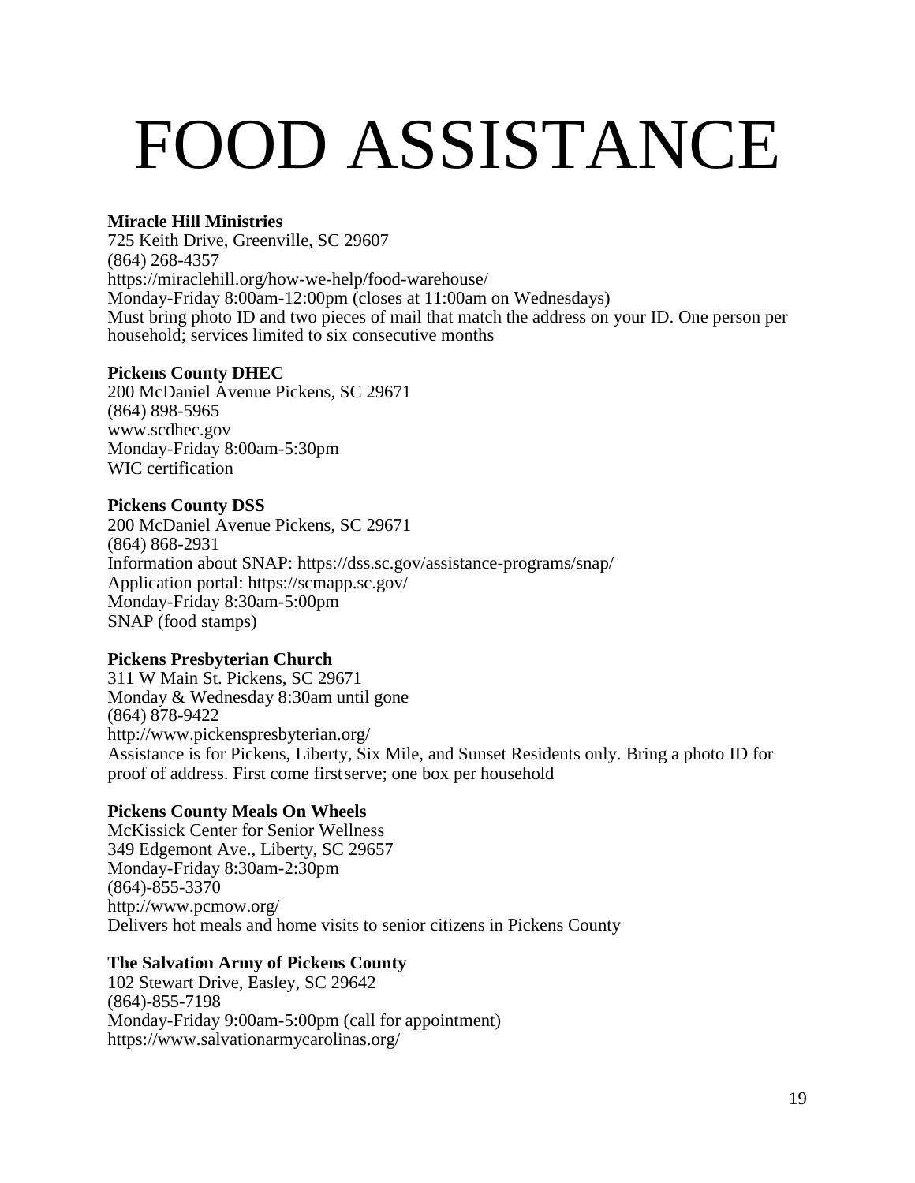# FOOD ASSISTANCE

**Miracle Hill Ministries**
725 Keith Drive, Greenville, SC 29607
(864) 268-4357
https://miraclehill.org/how-we-help/food-warehouse/
Monday-Friday 8:00am-12:00pm (closes at 11:00am on Wednesdays)
Must bring photo ID and two pieces of mail that match the address on your ID. One person per household; services limited to six consecutive months

**Pickens County DHEC**
200 McDaniel Avenue Pickens, SC 29671
(864) 898-5965
www.scdhec.gov
Monday-Friday 8:00am-5:30pm
WIC certification

**Pickens County DSS**
200 McDaniel Avenue Pickens, SC 29671
(864) 868-2931
Information about SNAP: https://dss.sc.gov/assistance-programs/snap/
Application portal: https://scmapp.sc.gov/
Monday-Friday 8:30am-5:00pm
SNAP (food stamps)

**Pickens Presbyterian Church**
311 W Main St. Pickens, SC 29671
Monday & Wednesday 8:30am until gone
(864) 878-9422
http://www.pickenspresbyterian.org/
Assistance is for Pickens, Liberty, Six Mile, and Sunset Residents only. Bring a photo ID for proof of address. First come first serve; one box per household

**Pickens County Meals On Wheels**
McKissick Center for Senior Wellness
349 Edgemont Ave., Liberty, SC 29657
Monday-Friday 8:30am-2:30pm
(864)-855-3370
http://www.pcmow.org/
Delivers hot meals and home visits to senior citizens in Pickens County

**The Salvation Army of Pickens County**
102 Stewart Drive, Easley, SC 29642
(864)-855-7198
Monday-Friday 9:00am-5:00pm (call for appointment)
https://www.salvationarmycarolinas.org/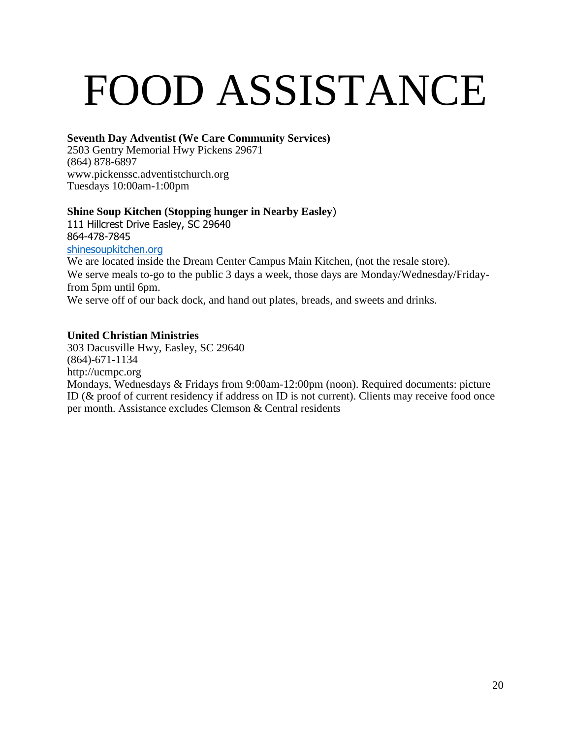# FOOD ASSISTANCE

**Seventh Day Adventist (We Care Community Services)**
2503 Gentry Memorial Hwy Pickens 29671
(864) 878-6897
www.pickenssc.adventistchurch.org
Tuesdays 10:00am-1:00pm

**Shine Soup Kitchen (Stopping hunger in Nearby Easley)**
111 Hillcrest Drive Easley, SC 29640
864-478-7845
shinesoupkitchen.org
We are located inside the Dream Center Campus Main Kitchen, (not the resale store).
We serve meals to-go to the public 3 days a week, those days are Monday/Wednesday/Friday- from 5pm until 6pm.
We serve off of our back dock, and hand out plates, breads, and sweets and drinks.

**United Christian Ministries**
303 Dacusville Hwy, Easley, SC 29640
(864)-671-1134
http://ucmpc.org
Mondays, Wednesdays & Fridays from 9:00am-12:00pm (noon). Required documents: picture ID (& proof of current residency if address on ID is not current). Clients may receive food once per month. Assistance excludes Clemson & Central residents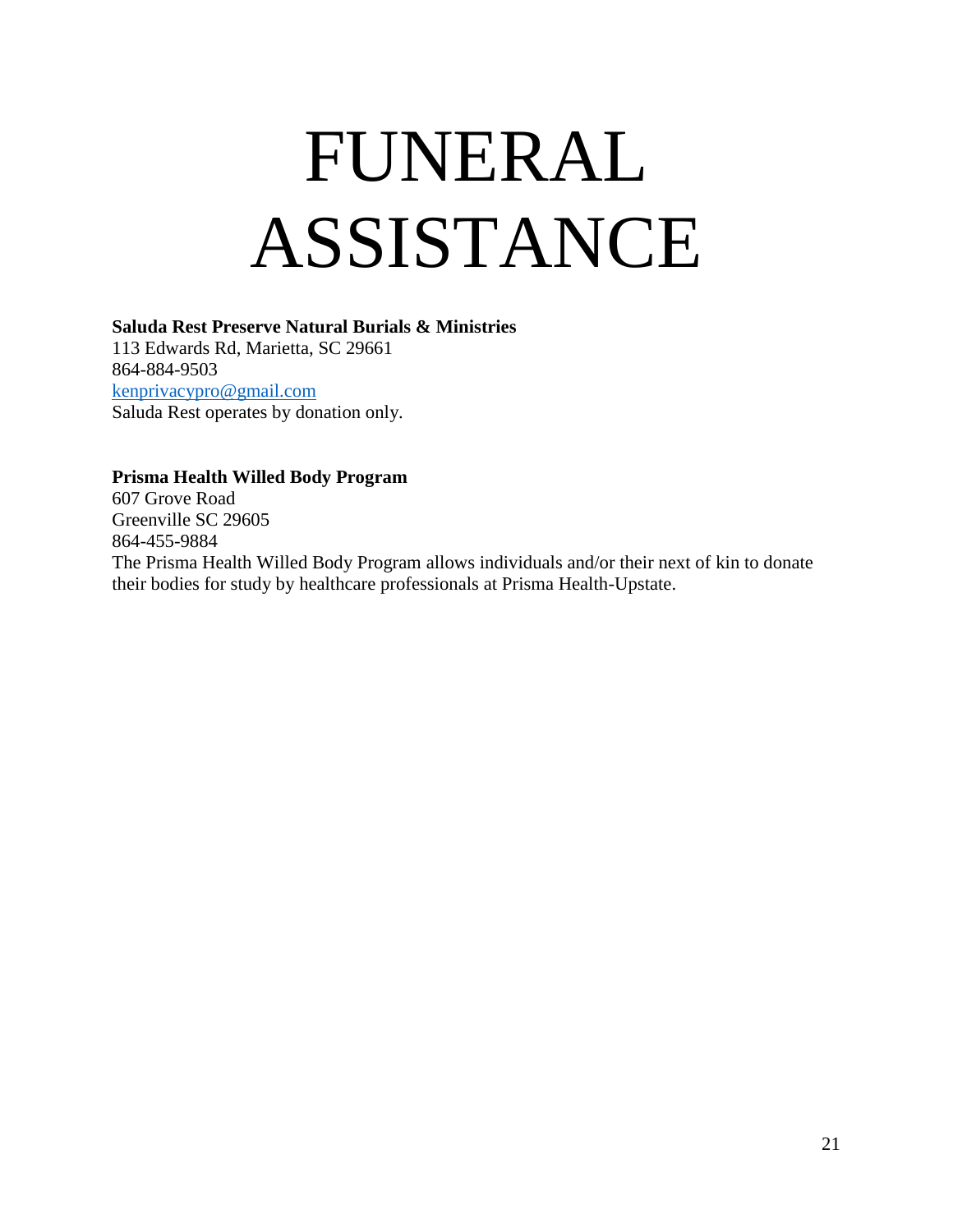# FUNERAL ASSISTANCE

**Saluda Rest Preserve Natural Burials & Ministries**
113 Edwards Rd, Marietta, SC 29661
864-884-9503
kenprivacypro@gmail.com
Saluda Rest operates by donation only.

**Prisma Health Willed Body Program**
607 Grove Road
Greenville SC 29605
864-455-9884
The Prisma Health Willed Body Program allows individuals and/or their next of kin to donate their bodies for study by healthcare professionals at Prisma Health-Upstate.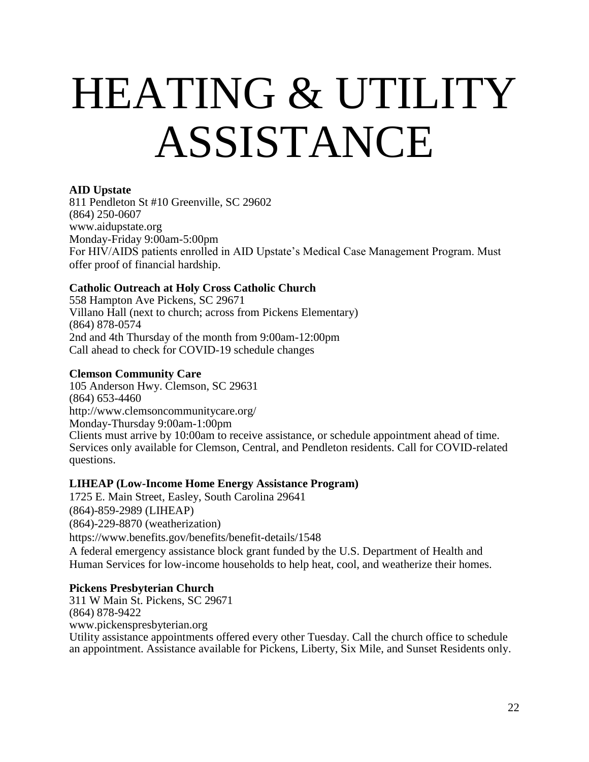# HEATING & UTILITY ASSISTANCE

**AID Upstate**
811 Pendleton St #10 Greenville, SC 29602
(864) 250-0607
www.aidupstate.org
Monday-Friday 9:00am-5:00pm
For HIV/AIDS patients enrolled in AID Upstate's Medical Case Management Program. Must offer proof of financial hardship.

**Catholic Outreach at Holy Cross Catholic Church**
558 Hampton Ave Pickens, SC 29671
Villano Hall (next to church; across from Pickens Elementary)
(864) 878-0574
2nd and 4th Thursday of the month from 9:00am-12:00pm
Call ahead to check for COVID-19 schedule changes

**Clemson Community Care**
105 Anderson Hwy. Clemson, SC 29631
(864) 653-4460
http://www.clemsoncommunitycare.org/
Monday-Thursday 9:00am-1:00pm
Clients must arrive by 10:00am to receive assistance, or schedule appointment ahead of time. Services only available for Clemson, Central, and Pendleton residents. Call for COVID-related questions.

**LIHEAP (Low-Income Home Energy Assistance Program)**
1725 E. Main Street, Easley, South Carolina 29641
(864)-859-2989 (LIHEAP)
(864)-229-8870 (weatherization)
https://www.benefits.gov/benefits/benefit-details/1548
A federal emergency assistance block grant funded by the U.S. Department of Health and Human Services for low-income households to help heat, cool, and weatherize their homes.

**Pickens Presbyterian Church**
311 W Main St. Pickens, SC 29671
(864) 878-9422
www.pickenspresbyterian.org
Utility assistance appointments offered every other Tuesday. Call the church office to schedule an appointment. Assistance available for Pickens, Liberty, Six Mile, and Sunset Residents only.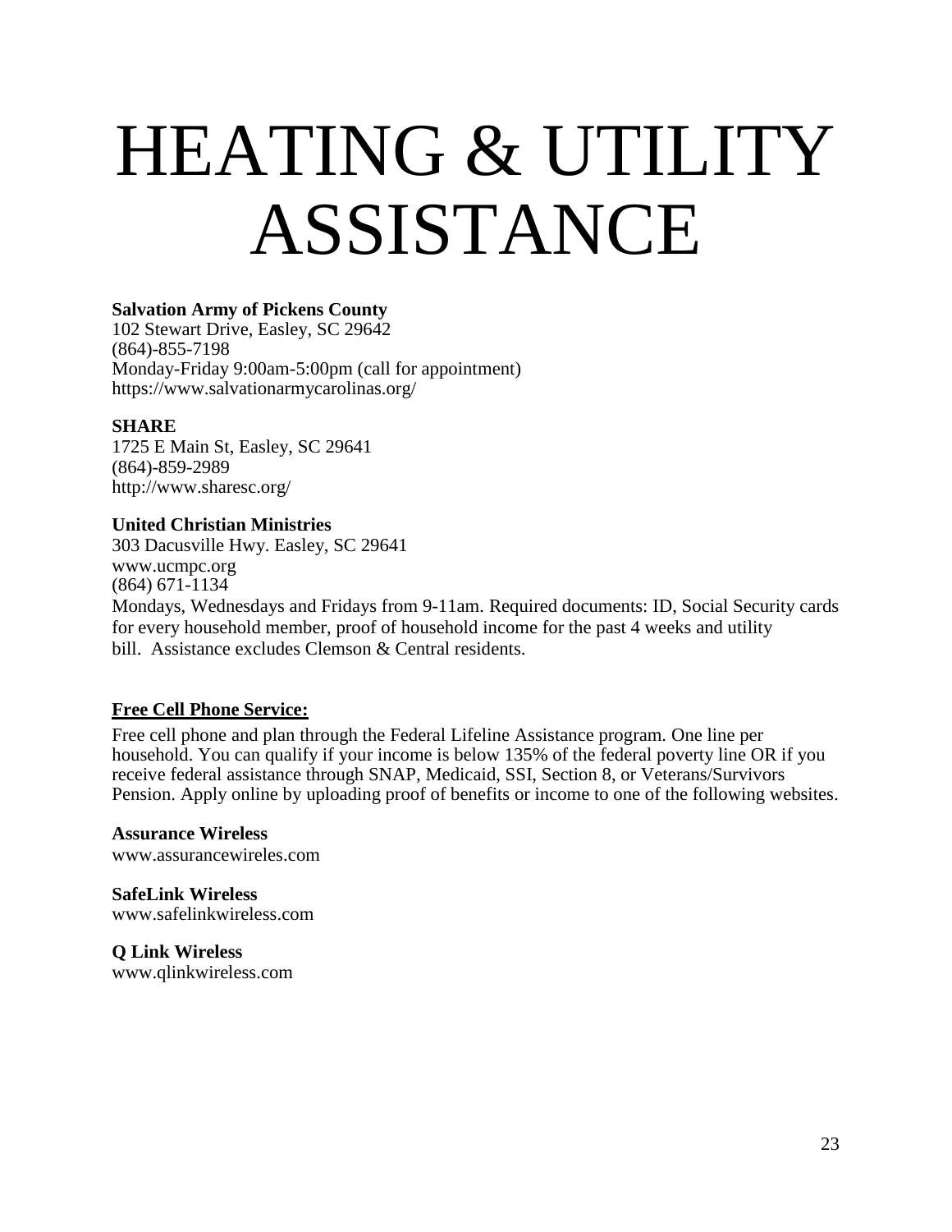# HEATING & UTILITY ASSISTANCE

**Salvation Army of Pickens County**
102 Stewart Drive, Easley, SC 29642
(864)-855-7198
Monday-Friday 9:00am-5:00pm (call for appointment)
https://www.salvationarmycarolinas.org/

**SHARE**
1725 E Main St, Easley, SC 29641
(864)-859-2989
http://www.sharesc.org/

**United Christian Ministries**
303 Dacusville Hwy. Easley, SC 29641
www.ucmpc.org
(864) 671-1134
Mondays, Wednesdays and Fridays from 9-11am. Required documents: ID, Social Security cards for every household member, proof of household income for the past 4 weeks and utility bill. Assistance excludes Clemson & Central residents.

**Free Cell Phone Service:**

Free cell phone and plan through the Federal Lifeline Assistance program. One line per household. You can qualify if your income is below 135% of the federal poverty line OR if you receive federal assistance through SNAP, Medicaid, SSI, Section 8, or Veterans/Survivors Pension. Apply online by uploading proof of benefits or income to one of the following websites.

**Assurance Wireless**
www.assurancewireles.com

**SafeLink Wireless**
www.safelinkwireless.com

**Q Link Wireless**
www.qlinkwireless.com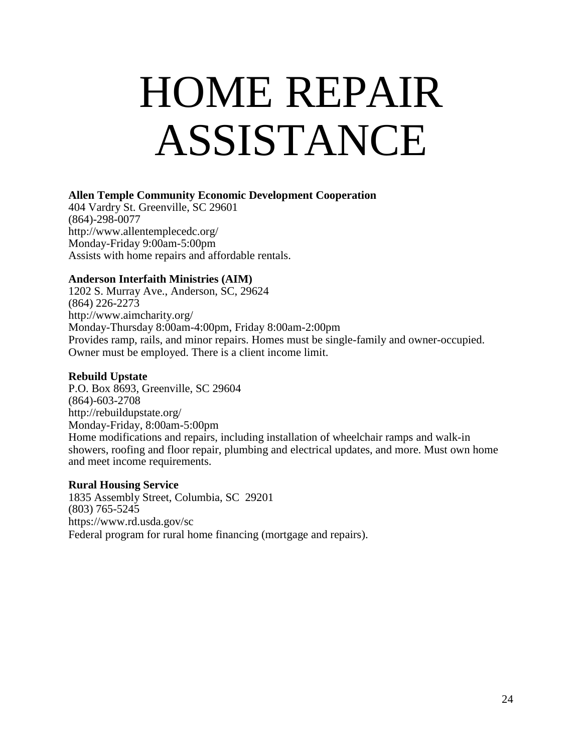# HOME REPAIR ASSISTANCE

**Allen Temple Community Economic Development Cooperation**
404 Vardry St. Greenville, SC 29601
(864)-298-0077
http://www.allentemplecedc.org/
Monday-Friday 9:00am-5:00pm
Assists with home repairs and affordable rentals.

**Anderson Interfaith Ministries (AIM)**
1202 S. Murray Ave., Anderson, SC, 29624
(864) 226-2273
http://www.aimcharity.org/
Monday-Thursday 8:00am-4:00pm, Friday 8:00am-2:00pm
Provides ramp, rails, and minor repairs. Homes must be single-family and owner-occupied. Owner must be employed. There is a client income limit.

**Rebuild Upstate**
P.O. Box 8693, Greenville, SC 29604
(864)-603-2708
http://rebuildupstate.org/
Monday-Friday, 8:00am-5:00pm
Home modifications and repairs, including installation of wheelchair ramps and walk-in showers, roofing and floor repair, plumbing and electrical updates, and more. Must own home and meet income requirements.

**Rural Housing Service**
1835 Assembly Street, Columbia, SC 29201
(803) 765-5245
https://www.rd.usda.gov/sc
Federal program for rural home financing (mortgage and repairs).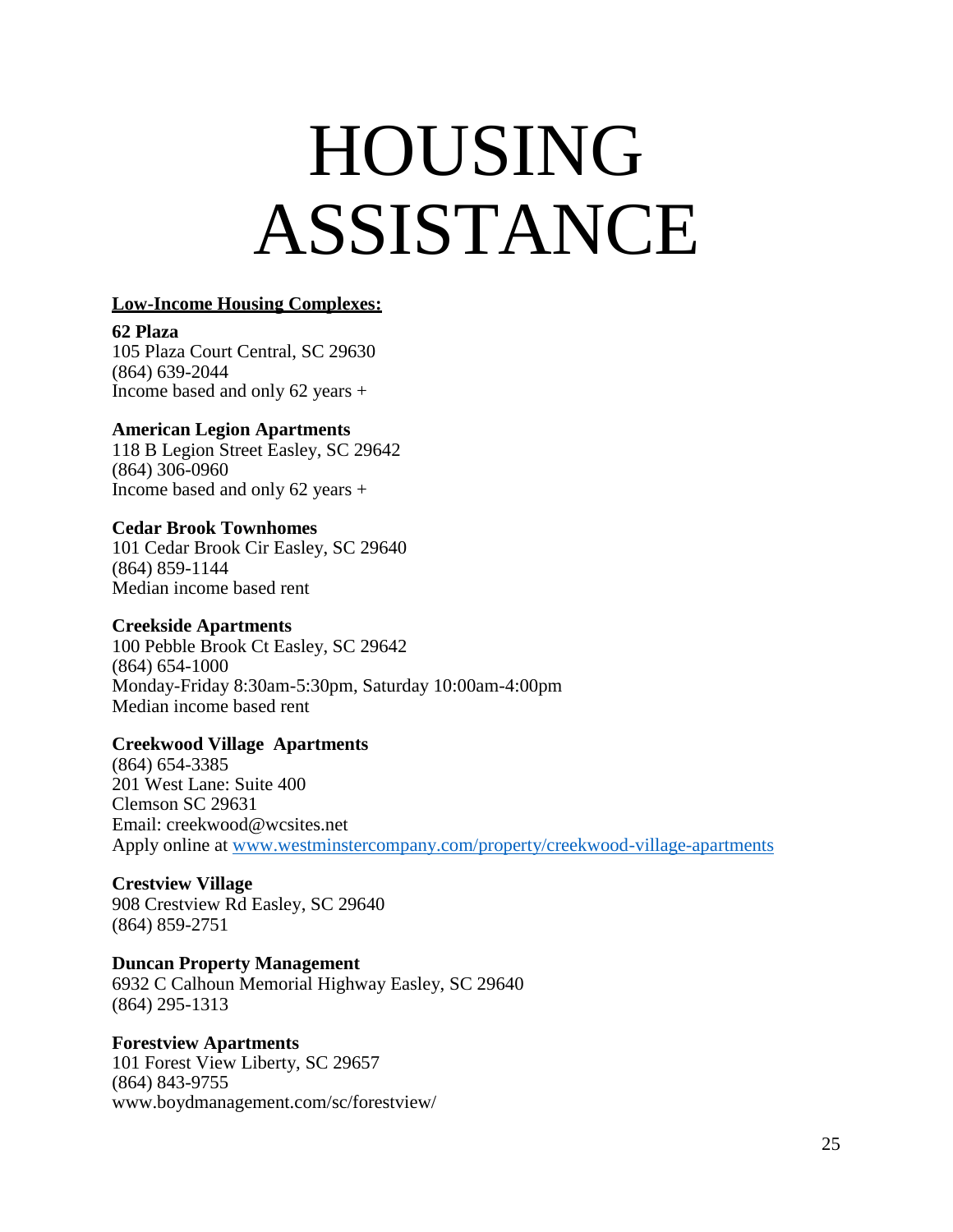# HOUSING ASSISTANCE

**Low-Income Housing Complexes:**

**62 Plaza**
105 Plaza Court Central, SC 29630
(864) 639-2044
Income based and only 62 years +

**American Legion Apartments**
118 B Legion Street Easley, SC 29642
(864) 306-0960
Income based and only 62 years +

**Cedar Brook Townhomes**
101 Cedar Brook Cir Easley, SC 29640
(864) 859-1144
Median income based rent

**Creekside Apartments**
100 Pebble Brook Ct Easley, SC 29642
(864) 654-1000
Monday-Friday 8:30am-5:30pm, Saturday 10:00am-4:00pm
Median income based rent

**Creekwood Village Apartments**
(864) 654-3385
201 West Lane: Suite 400
Clemson SC 29631
Email: creekwood@wcsites.net
Apply online at www.westminstercompany.com/property/creekwood-village-apartments

**Crestview Village**
908 Crestview Rd Easley, SC 29640
(864) 859-2751

**Duncan Property Management**
6932 C Calhoun Memorial Highway Easley, SC 29640
(864) 295-1313

**Forestview Apartments**
101 Forest View Liberty, SC 29657
(864) 843-9755
www.boydmanagement.com/sc/forestview/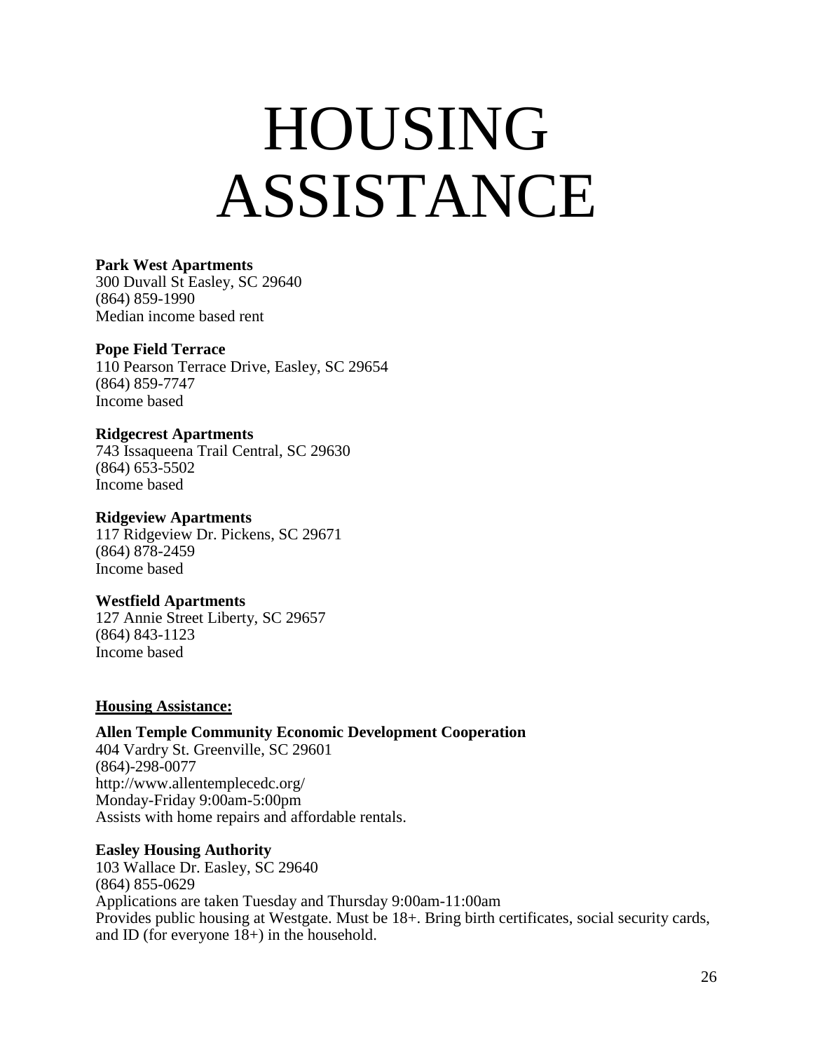# HOUSING ASSISTANCE

**Park West Apartments**
300 Duvall St Easley, SC 29640
(864) 859-1990
Median income based rent

**Pope Field Terrace**
110 Pearson Terrace Drive, Easley, SC 29654
(864) 859-7747
Income based

**Ridgecrest Apartments**
743 Issaqueena Trail Central, SC 29630
(864) 653-5502
Income based

**Ridgeview Apartments**
117 Ridgeview Dr. Pickens, SC 29671
(864) 878-2459
Income based

**Westfield Apartments**
127 Annie Street Liberty, SC 29657
(864) 843-1123
Income based

**Housing Assistance:**

**Allen Temple Community Economic Development Cooperation**
404 Vardry St. Greenville, SC 29601
(864)-298-0077
http://www.allentemplecedc.org/
Monday-Friday 9:00am-5:00pm
Assists with home repairs and affordable rentals.

**Easley Housing Authority**
103 Wallace Dr. Easley, SC 29640
(864) 855-0629
Applications are taken Tuesday and Thursday 9:00am-11:00am
Provides public housing at Westgate. Must be 18+. Bring birth certificates, social security cards, and ID (for everyone 18+) in the household.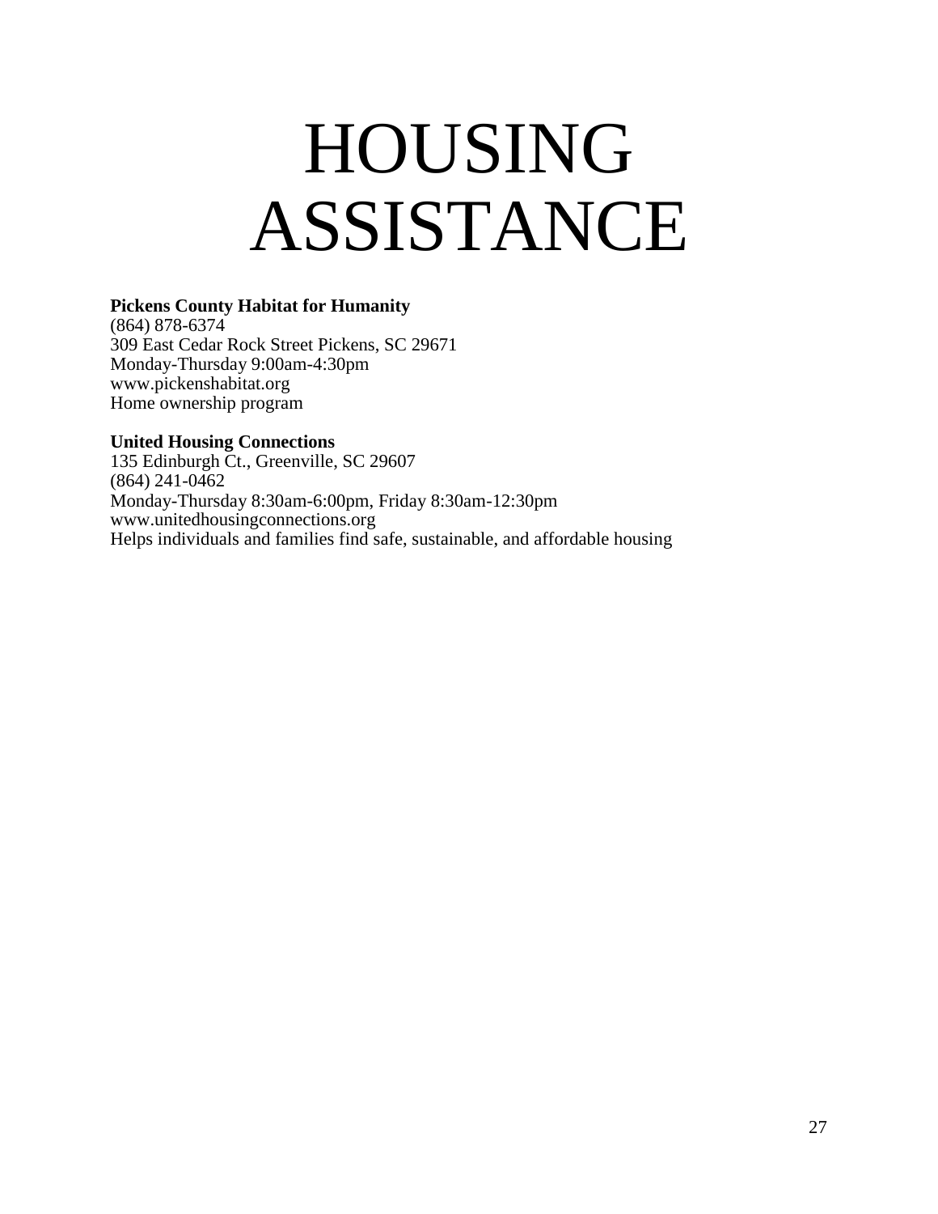# HOUSING ASSISTANCE

**Pickens County Habitat for Humanity**
(864) 878-6374
309 East Cedar Rock Street Pickens, SC 29671
Monday-Thursday 9:00am-4:30pm
www.pickenshabitat.org
Home ownership program

**United Housing Connections**
135 Edinburgh Ct., Greenville, SC 29607
(864) 241-0462
Monday-Thursday 8:30am-6:00pm, Friday 8:30am-12:30pm
www.unitedhousingconnections.org
Helps individuals and families find safe, sustainable, and affordable housing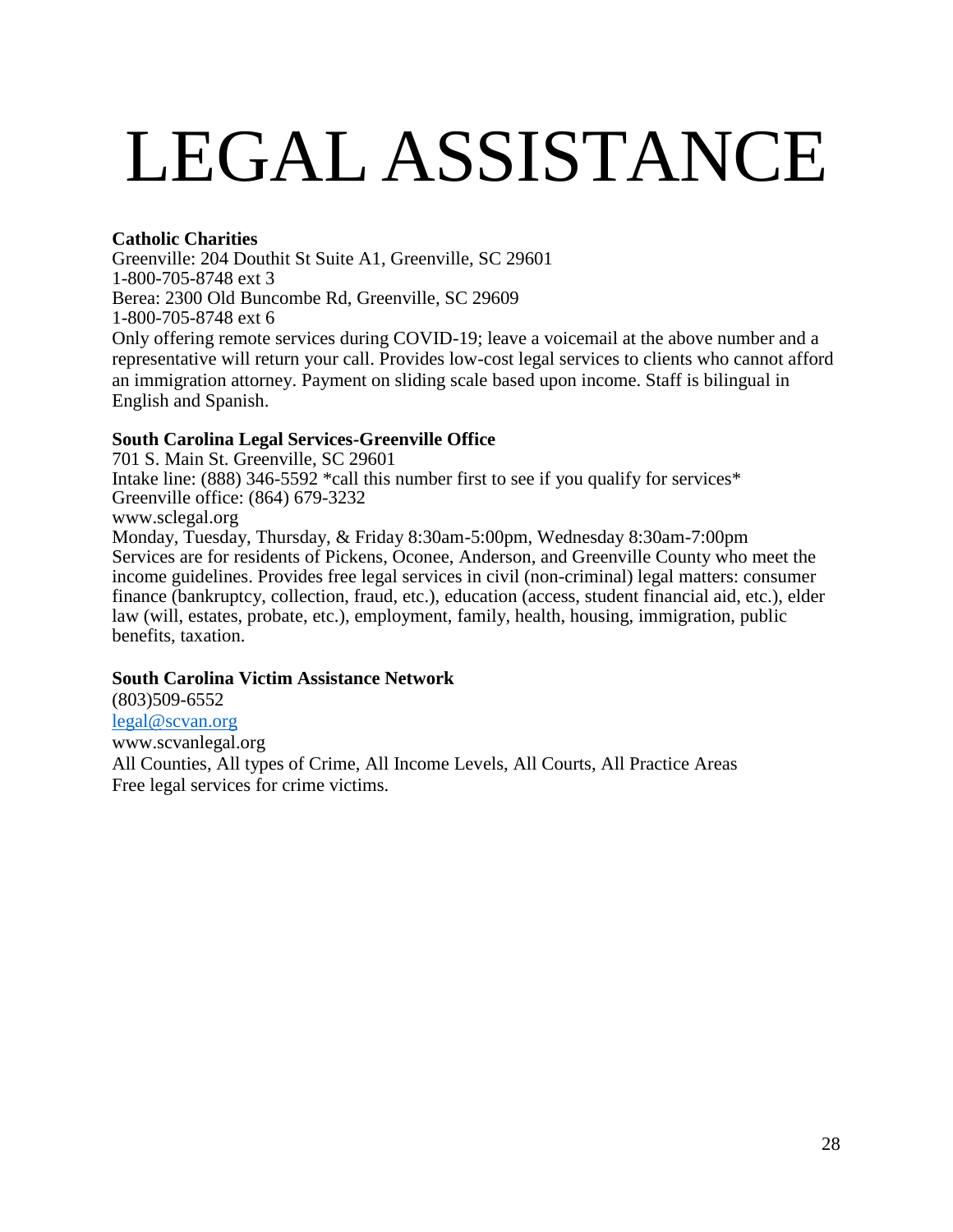# LEGAL ASSISTANCE

**Catholic Charities**
Greenville: 204 Douthit St Suite A1, Greenville, SC 29601
1-800-705-8748 ext 3
Berea: 2300 Old Buncombe Rd, Greenville, SC 29609
1-800-705-8748 ext 6
Only offering remote services during COVID-19; leave a voicemail at the above number and a representative will return your call. Provides low-cost legal services to clients who cannot afford an immigration attorney. Payment on sliding scale based upon income. Staff is bilingual in English and Spanish.

**South Carolina Legal Services-Greenville Office**
701 S. Main St. Greenville, SC 29601
Intake line: (888) 346-5592 *call this number first to see if you qualify for services*
Greenville office: (864) 679-3232
www.sclegal.org
Monday, Tuesday, Thursday, & Friday 8:30am-5:00pm, Wednesday 8:30am-7:00pm
Services are for residents of Pickens, Oconee, Anderson, and Greenville County who meet the income guidelines. Provides free legal services in civil (non-criminal) legal matters: consumer finance (bankruptcy, collection, fraud, etc.), education (access, student financial aid, etc.), elder law (will, estates, probate, etc.), employment, family, health, housing, immigration, public benefits, taxation.

**South Carolina Victim Assistance Network**
(803)509-6552
legal@scvan.org
www.scvanlegal.org
All Counties, All types of Crime, All Income Levels, All Courts, All Practice Areas
Free legal services for crime victims.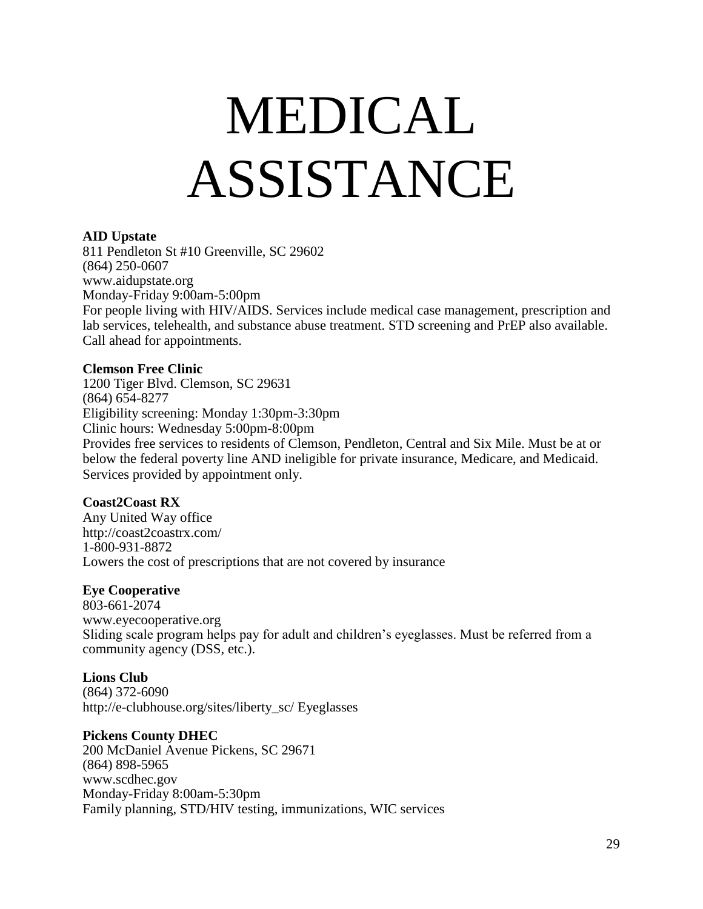# MEDICAL ASSISTANCE

**AID Upstate**
811 Pendleton St #10 Greenville, SC 29602
(864) 250-0607
www.aidupstate.org
Monday-Friday 9:00am-5:00pm
For people living with HIV/AIDS. Services include medical case management, prescription and lab services, telehealth, and substance abuse treatment. STD screening and PrEP also available. Call ahead for appointments.

**Clemson Free Clinic**
1200 Tiger Blvd. Clemson, SC 29631
(864) 654-8277
Eligibility screening: Monday 1:30pm-3:30pm
Clinic hours: Wednesday 5:00pm-8:00pm
Provides free services to residents of Clemson, Pendleton, Central and Six Mile. Must be at or below the federal poverty line AND ineligible for private insurance, Medicare, and Medicaid. Services provided by appointment only.

**Coast2Coast RX**
Any United Way office
http://coast2coastrx.com/
1-800-931-8872
Lowers the cost of prescriptions that are not covered by insurance

**Eye Cooperative**
803-661-2074
www.eyecooperative.org
Sliding scale program helps pay for adult and children's eyeglasses. Must be referred from a community agency (DSS, etc.).

**Lions Club**
(864) 372-6090
http://e-clubhouse.org/sites/liberty_sc/ Eyeglasses

**Pickens County DHEC**
200 McDaniel Avenue Pickens, SC 29671
(864) 898-5965
www.scdhec.gov
Monday-Friday 8:00am-5:30pm
Family planning, STD/HIV testing, immunizations, WIC services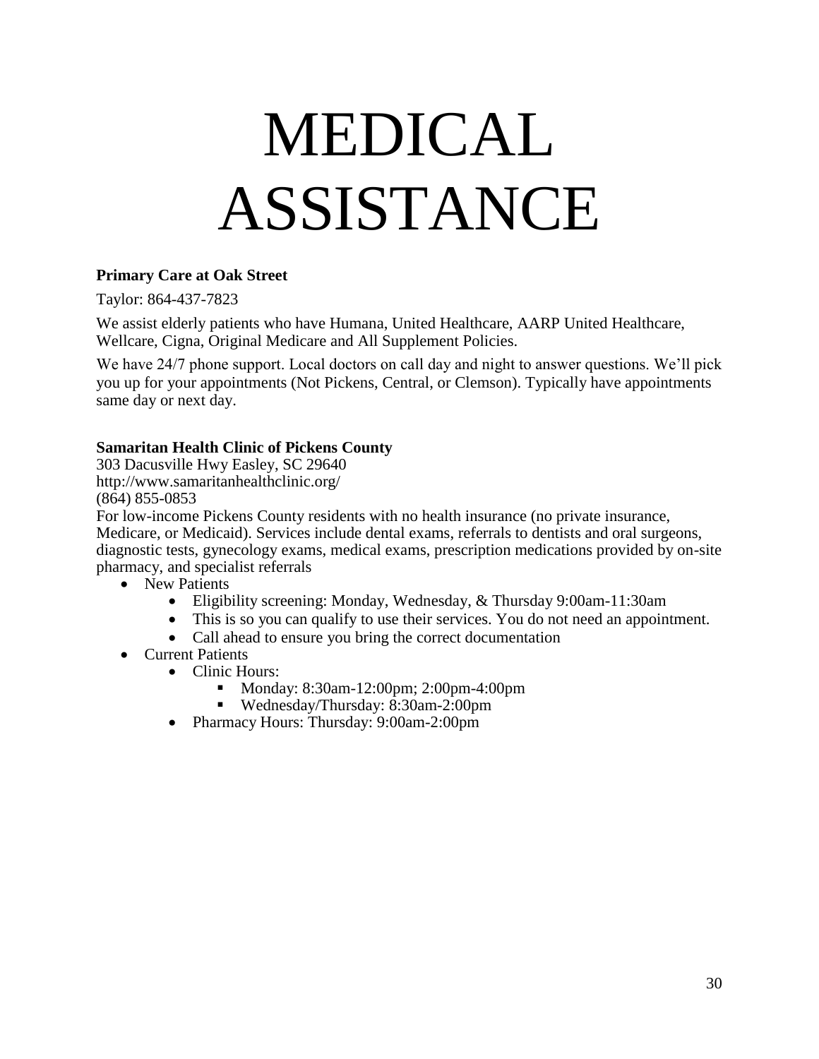# MEDICAL ASSISTANCE

**Primary Care at Oak Street**

Taylor: 864-437-7823

We assist elderly patients who have Humana, United Healthcare, AARP United Healthcare, Wellcare, Cigna, Original Medicare and All Supplement Policies.

We have 24/7 phone support. Local doctors on call day and night to answer questions. We'll pick you up for your appointments (Not Pickens, Central, or Clemson). Typically have appointments same day or next day.

**Samaritan Health Clinic of Pickens County**

303 Dacusville Hwy Easley, SC 29640
http://www.samaritanhealthclinic.org/
(864) 855-0853
For low-income Pickens County residents with no health insurance (no private insurance, Medicare, or Medicaid). Services include dental exams, referrals to dentists and oral surgeons, diagnostic tests, gynecology exams, medical exams, prescription medications provided by on-site pharmacy, and specialist referrals

- New Patients
  - Eligibility screening: Monday, Wednesday, & Thursday 9:00am-11:30am
  - This is so you can qualify to use their services. You do not need an appointment.
  - Call ahead to ensure you bring the correct documentation
- Current Patients
  - Clinic Hours:
    - Monday: 8:30am-12:00pm; 2:00pm-4:00pm
    - Wednesday/Thursday: 8:30am-2:00pm
  - Pharmacy Hours: Thursday: 9:00am-2:00pm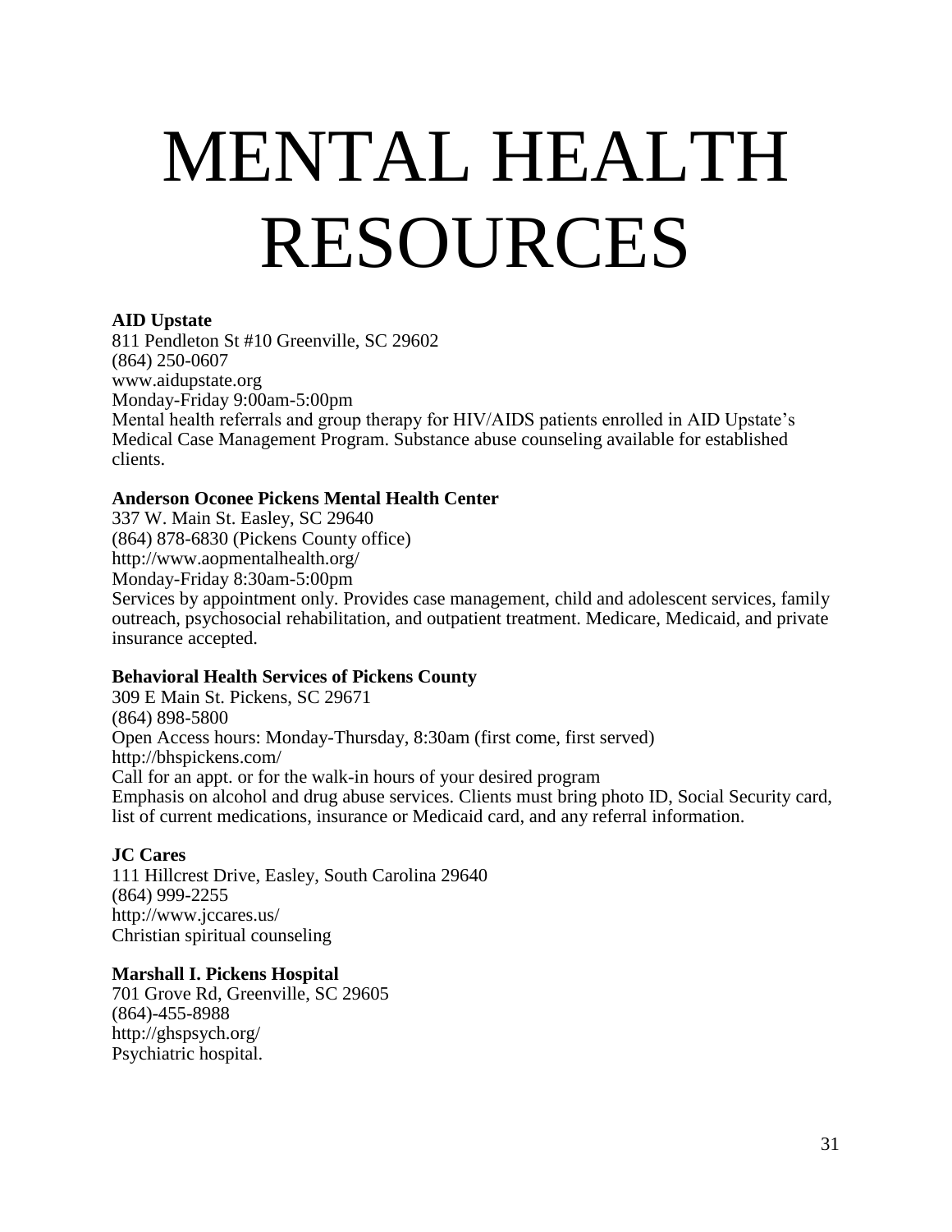# MENTAL HEALTH RESOURCES

**AID Upstate**
811 Pendleton St #10 Greenville, SC 29602
(864) 250-0607
www.aidupstate.org
Monday-Friday 9:00am-5:00pm
Mental health referrals and group therapy for HIV/AIDS patients enrolled in AID Upstate's Medical Case Management Program. Substance abuse counseling available for established clients.

**Anderson Oconee Pickens Mental Health Center**
337 W. Main St. Easley, SC 29640
(864) 878-6830 (Pickens County office)
http://www.aopmentalhealth.org/
Monday-Friday 8:30am-5:00pm
Services by appointment only. Provides case management, child and adolescent services, family outreach, psychosocial rehabilitation, and outpatient treatment. Medicare, Medicaid, and private insurance accepted.

**Behavioral Health Services of Pickens County**
309 E Main St. Pickens, SC 29671
(864) 898-5800
Open Access hours: Monday-Thursday, 8:30am (first come, first served)
http://bhspickens.com/
Call for an appt. or for the walk-in hours of your desired program
Emphasis on alcohol and drug abuse services. Clients must bring photo ID, Social Security card, list of current medications, insurance or Medicaid card, and any referral information.

**JC Cares**
111 Hillcrest Drive, Easley, South Carolina 29640
(864) 999-2255
http://www.jccares.us/
Christian spiritual counseling

**Marshall I. Pickens Hospital**
701 Grove Rd, Greenville, SC 29605
(864)-455-8988
http://ghspsych.org/
Psychiatric hospital.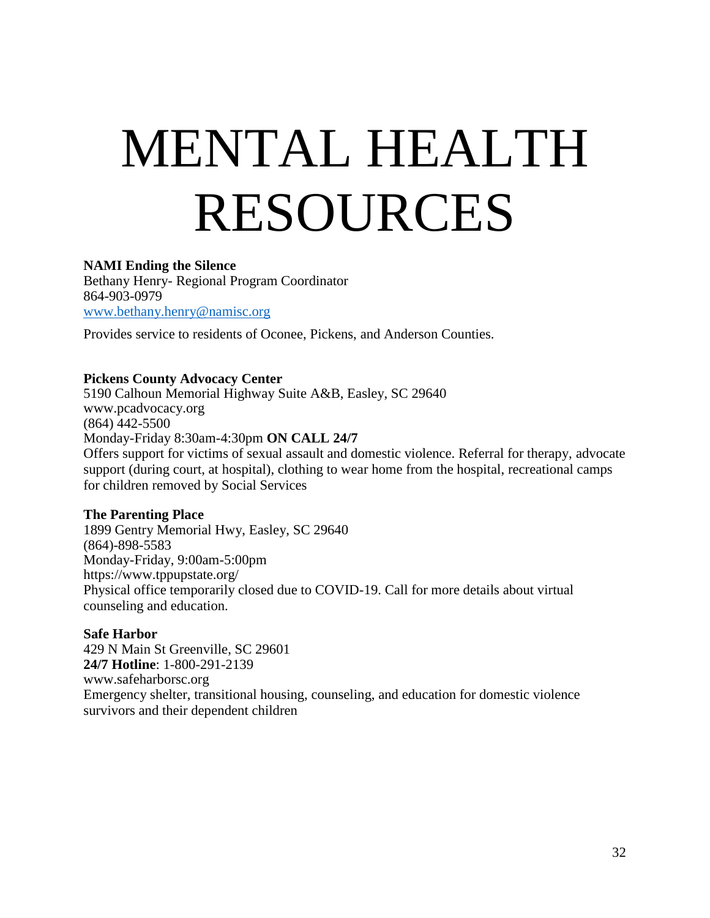# MENTAL HEALTH RESOURCES

**NAMI Ending the Silence**
Bethany Henry- Regional Program Coordinator
864-903-0979
www.bethany.henry@namisc.org

Provides service to residents of Oconee, Pickens, and Anderson Counties.

**Pickens County Advocacy Center**
5190 Calhoun Memorial Highway Suite A&B, Easley, SC 29640
www.pcadvocacy.org
(864) 442-5500
Monday-Friday 8:30am-4:30pm **ON CALL 24/7**
Offers support for victims of sexual assault and domestic violence. Referral for therapy, advocate support (during court, at hospital), clothing to wear home from the hospital, recreational camps for children removed by Social Services

**The Parenting Place**
1899 Gentry Memorial Hwy, Easley, SC 29640
(864)-898-5583
Monday-Friday, 9:00am-5:00pm
https://www.tppupstate.org/
Physical office temporarily closed due to COVID-19. Call for more details about virtual counseling and education.

**Safe Harbor**
429 N Main St Greenville, SC 29601
**24/7 Hotline**: 1-800-291-2139
www.safeharborsc.org
Emergency shelter, transitional housing, counseling, and education for domestic violence survivors and their dependent children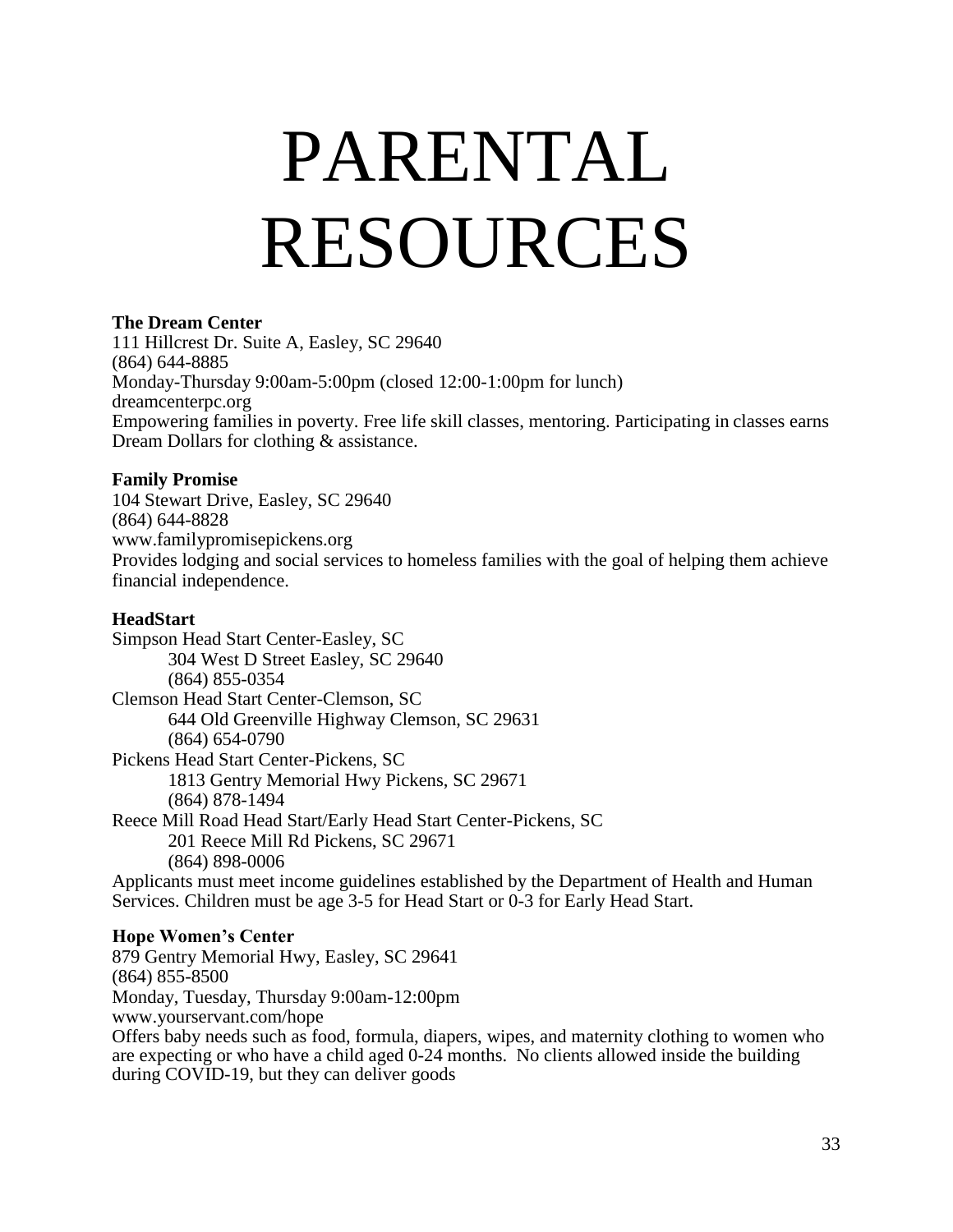# PARENTAL RESOURCES

**The Dream Center**
111 Hillcrest Dr. Suite A, Easley, SC 29640
(864) 644-8885
Monday-Thursday 9:00am-5:00pm (closed 12:00-1:00pm for lunch)
dreamcenterpc.org
Empowering families in poverty. Free life skill classes, mentoring. Participating in classes earns Dream Dollars for clothing & assistance.

**Family Promise**
104 Stewart Drive, Easley, SC 29640
(864) 644-8828
www.familypromisepickens.org
Provides lodging and social services to homeless families with the goal of helping them achieve financial independence.

**HeadStart**
Simpson Head Start Center-Easley, SC
- 304 West D Street Easley, SC 29640
- (864) 855-0354

Clemson Head Start Center-Clemson, SC
- 644 Old Greenville Highway Clemson, SC 29631
- (864) 654-0790

Pickens Head Start Center-Pickens, SC
- 1813 Gentry Memorial Hwy Pickens, SC 29671
- (864) 878-1494

Reece Mill Road Head Start/Early Head Start Center-Pickens, SC
- 201 Reece Mill Rd Pickens, SC 29671
- (864) 898-0006

Applicants must meet income guidelines established by the Department of Health and Human Services. Children must be age 3-5 for Head Start or 0-3 for Early Head Start.

**Hope Women's Center**
879 Gentry Memorial Hwy, Easley, SC 29641
(864) 855-8500
Monday, Tuesday, Thursday 9:00am-12:00pm
www.yourservant.com/hope
Offers baby needs such as food, formula, diapers, wipes, and maternity clothing to women who are expecting or who have a child aged 0-24 months. No clients allowed inside the building during COVID-19, but they can deliver goods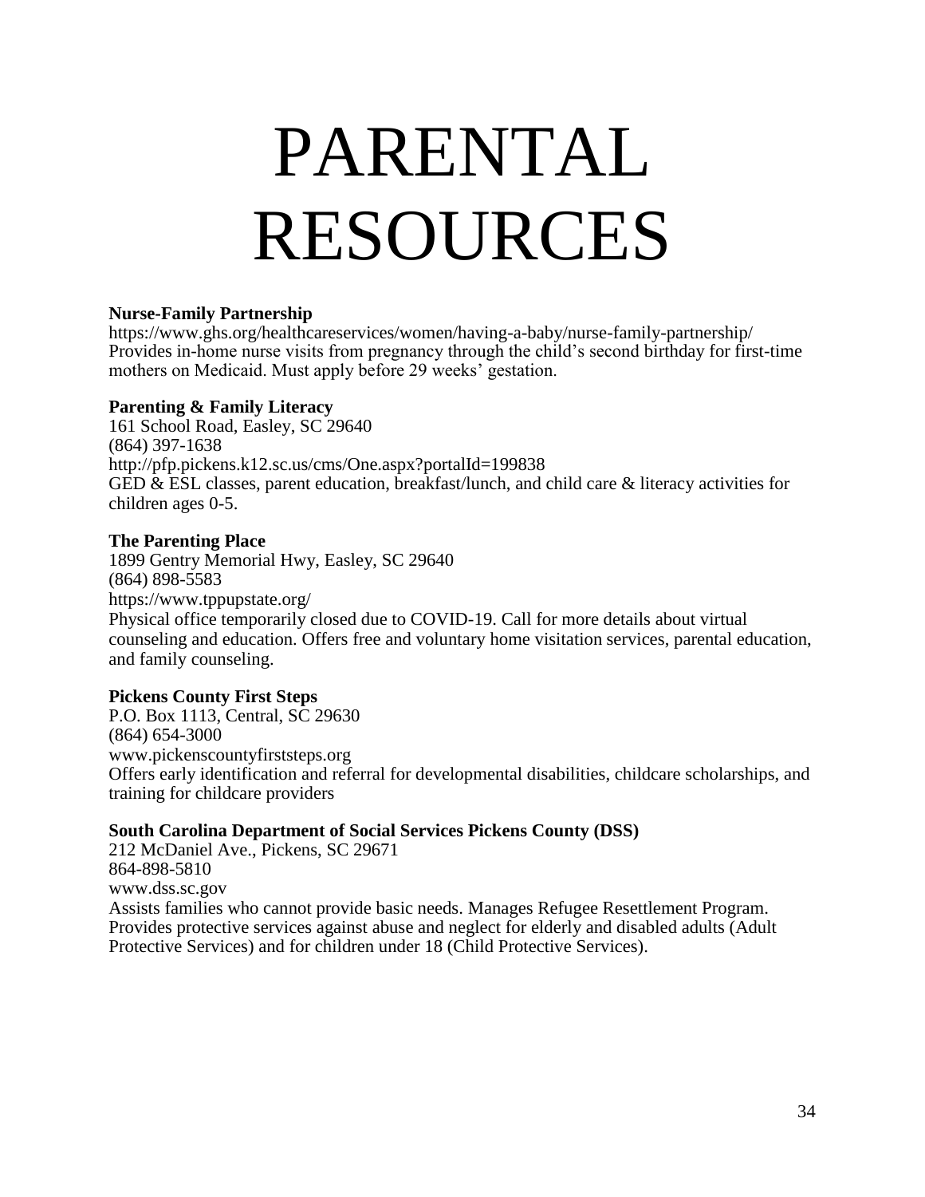# PARENTAL RESOURCES

**Nurse-Family Partnership**
https://www.ghs.org/healthcareservices/women/having-a-baby/nurse-family-partnership/
Provides in-home nurse visits from pregnancy through the child's second birthday for first-time mothers on Medicaid. Must apply before 29 weeks' gestation.

**Parenting & Family Literacy**
161 School Road, Easley, SC 29640
(864) 397-1638
http://pfp.pickens.k12.sc.us/cms/One.aspx?portalId=199838
GED & ESL classes, parent education, breakfast/lunch, and child care & literacy activities for children ages 0-5.

**The Parenting Place**
1899 Gentry Memorial Hwy, Easley, SC 29640
(864) 898-5583
https://www.tppupstate.org/
Physical office temporarily closed due to COVID-19. Call for more details about virtual counseling and education. Offers free and voluntary home visitation services, parental education, and family counseling.

**Pickens County First Steps**
P.O. Box 1113, Central, SC 29630
(864) 654-3000
www.pickenscountyfirststeps.org
Offers early identification and referral for developmental disabilities, childcare scholarships, and training for childcare providers

**South Carolina Department of Social Services Pickens County (DSS)**
212 McDaniel Ave., Pickens, SC 29671
864-898-5810
www.dss.sc.gov
Assists families who cannot provide basic needs. Manages Refugee Resettlement Program. Provides protective services against abuse and neglect for elderly and disabled adults (Adult Protective Services) and for children under 18 (Child Protective Services).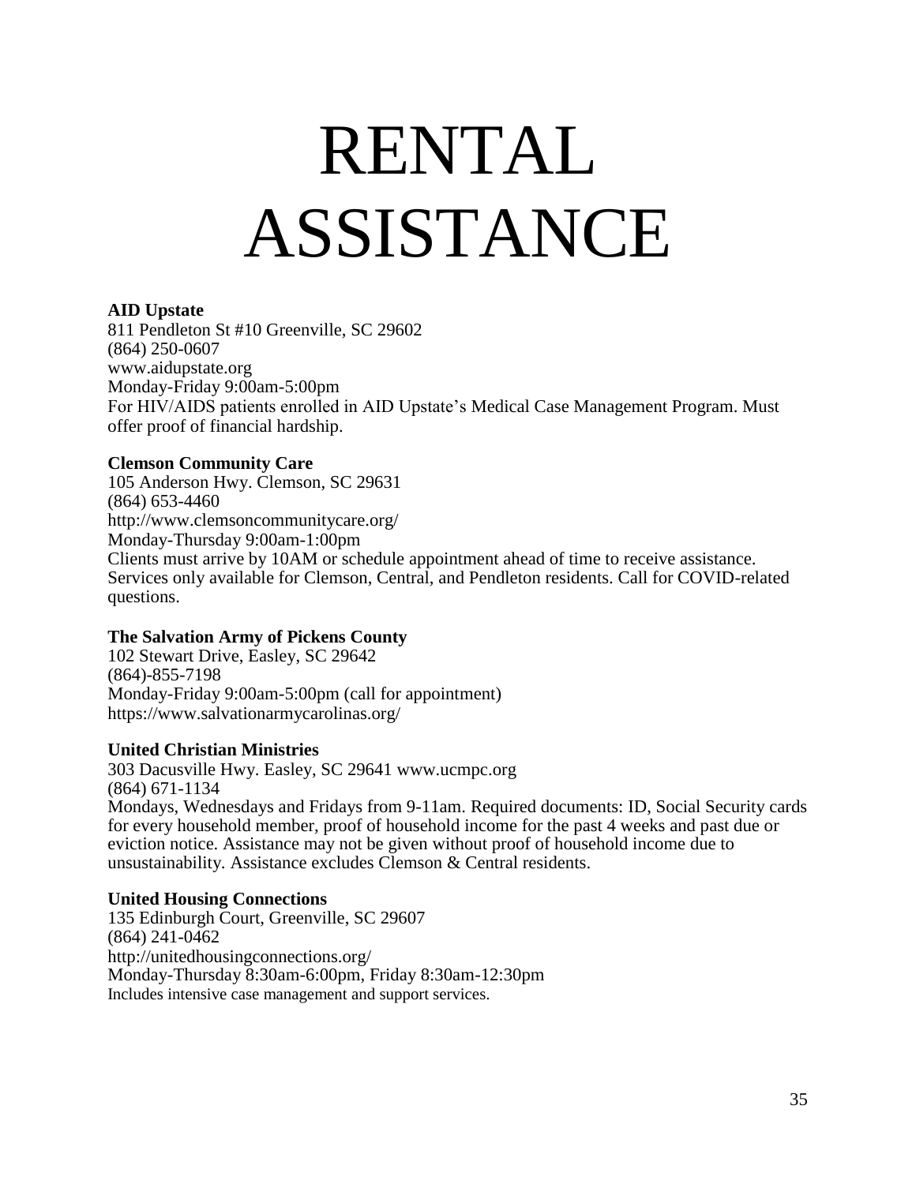# RENTAL ASSISTANCE

**AID Upstate**
811 Pendleton St #10 Greenville, SC 29602
(864) 250-0607
www.aidupstate.org
Monday-Friday 9:00am-5:00pm
For HIV/AIDS patients enrolled in AID Upstate's Medical Case Management Program. Must offer proof of financial hardship.

**Clemson Community Care**
105 Anderson Hwy. Clemson, SC 29631
(864) 653-4460
http://www.clemsoncommunitycare.org/
Monday-Thursday 9:00am-1:00pm
Clients must arrive by 10AM or schedule appointment ahead of time to receive assistance. Services only available for Clemson, Central, and Pendleton residents. Call for COVID-related questions.

**The Salvation Army of Pickens County**
102 Stewart Drive, Easley, SC 29642
(864)-855-7198
Monday-Friday 9:00am-5:00pm (call for appointment)
https://www.salvationarmycarolinas.org/

**United Christian Ministries**
303 Dacusville Hwy. Easley, SC 29641 www.ucmpc.org
(864) 671-1134
Mondays, Wednesdays and Fridays from 9-11am. Required documents: ID, Social Security cards for every household member, proof of household income for the past 4 weeks and past due or eviction notice. Assistance may not be given without proof of household income due to unsustainability. Assistance excludes Clemson & Central residents.

**United Housing Connections**
135 Edinburgh Court, Greenville, SC 29607
(864) 241-0462
http://unitedhousingconnections.org/
Monday-Thursday 8:30am-6:00pm, Friday 8:30am-12:30pm
Includes intensive case management and support services.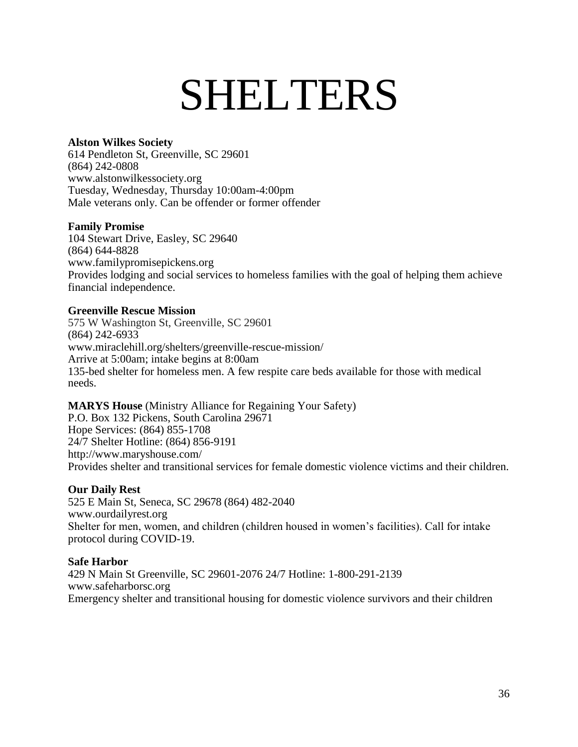# SHELTERS

**Alston Wilkes Society**
614 Pendleton St, Greenville, SC 29601
(864) 242-0808
www.alstonwilkessociety.org
Tuesday, Wednesday, Thursday 10:00am-4:00pm
Male veterans only. Can be offender or former offender

**Family Promise**
104 Stewart Drive, Easley, SC 29640
(864) 644-8828
www.familypromisepickens.org
Provides lodging and social services to homeless families with the goal of helping them achieve financial independence.

**Greenville Rescue Mission**
575 W Washington St, Greenville, SC 29601
(864) 242-6933
www.miraclehill.org/shelters/greenville-rescue-mission/
Arrive at 5:00am; intake begins at 8:00am
135-bed shelter for homeless men. A few respite care beds available for those with medical needs.

**MARYS House** (Ministry Alliance for Regaining Your Safety)
P.O. Box 132 Pickens, South Carolina 29671
Hope Services: (864) 855-1708
24/7 Shelter Hotline: (864) 856-9191
http://www.maryshouse.com/
Provides shelter and transitional services for female domestic violence victims and their children.

**Our Daily Rest**
525 E Main St, Seneca, SC 29678 (864) 482-2040
www.ourdailyrest.org
Shelter for men, women, and children (children housed in women's facilities). Call for intake protocol during COVID-19.

**Safe Harbor**
429 N Main St Greenville, SC 29601-2076 24/7 Hotline: 1-800-291-2139
www.safeharborsc.org
Emergency shelter and transitional housing for domestic violence survivors and their children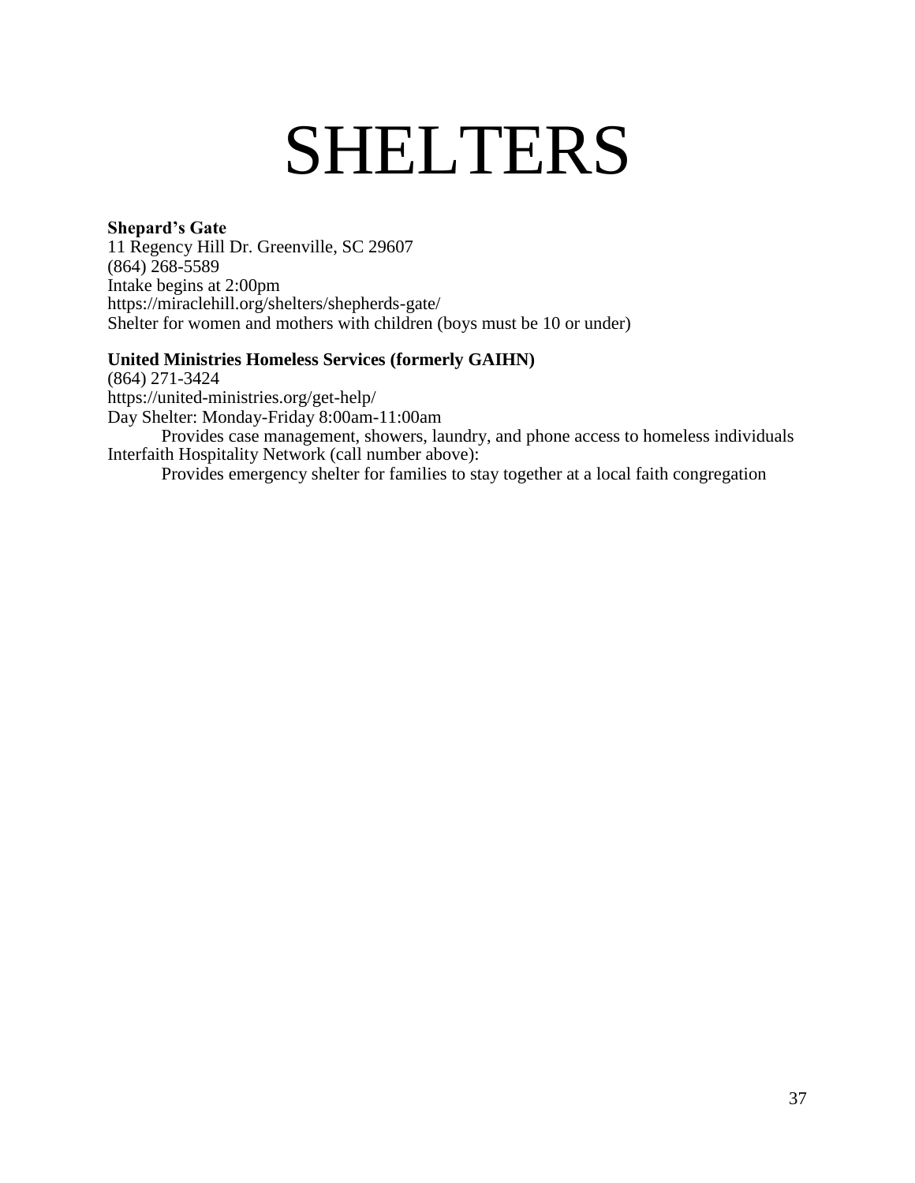# SHELTERS

**Shepard's Gate**
11 Regency Hill Dr. Greenville, SC 29607
(864) 268-5589
Intake begins at 2:00pm
https://miraclehill.org/shelters/shepherds-gate/
Shelter for women and mothers with children (boys must be 10 or under)

**United Ministries Homeless Services (formerly GAIHN)**
(864) 271-3424
https://united-ministries.org/get-help/
Day Shelter: Monday-Friday 8:00am-11:00am

Provides case management, showers, laundry, and phone access to homeless individuals

Interfaith Hospitality Network (call number above):

Provides emergency shelter for families to stay together at a local faith congregation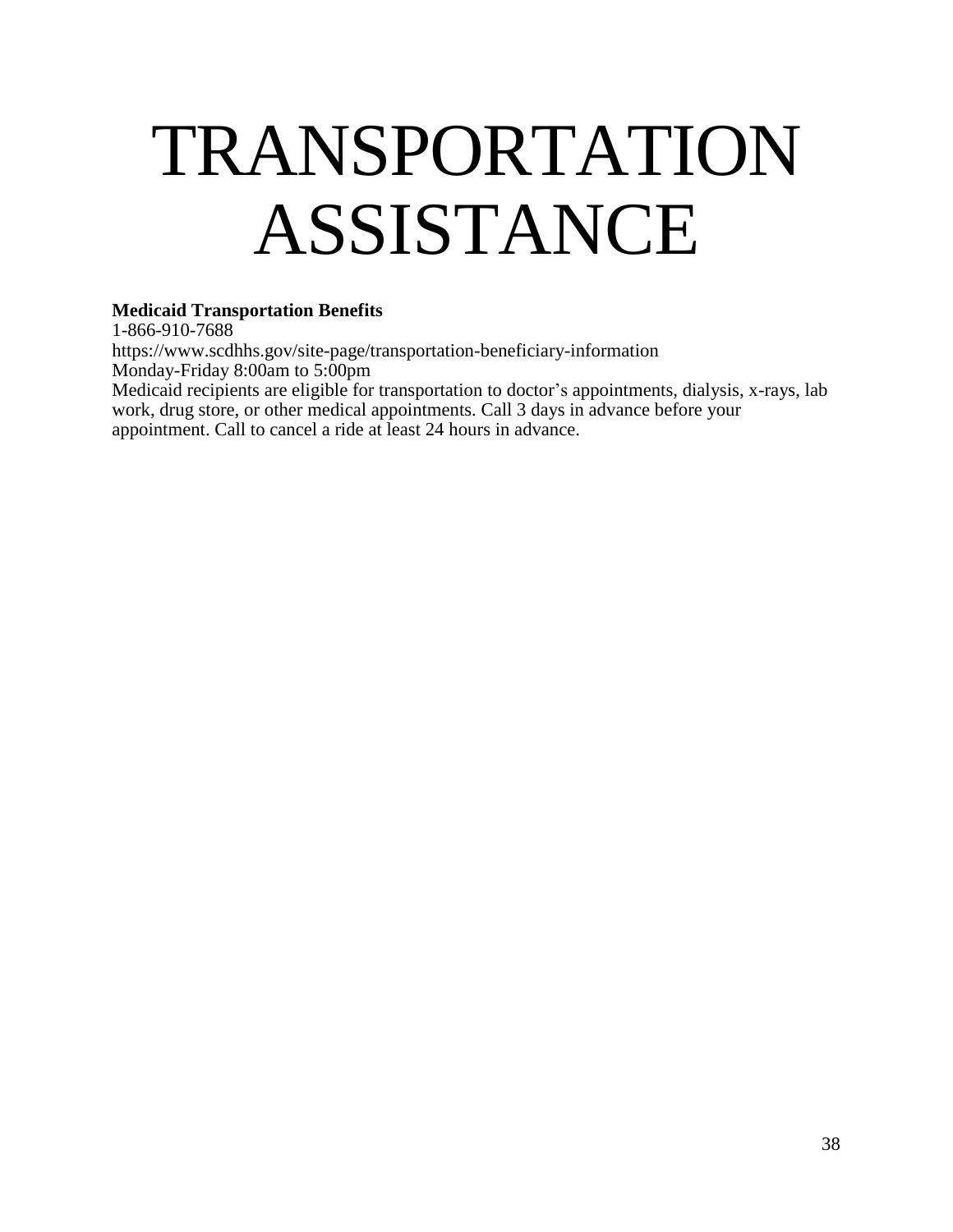# TRANSPORTATION ASSISTANCE

**Medicaid Transportation Benefits**
1-866-910-7688
https://www.scdhhs.gov/site-page/transportation-beneficiary-information
Monday-Friday 8:00am to 5:00pm
Medicaid recipients are eligible for transportation to doctor's appointments, dialysis, x-rays, lab work, drug store, or other medical appointments. Call 3 days in advance before your appointment. Call to cancel a ride at least 24 hours in advance.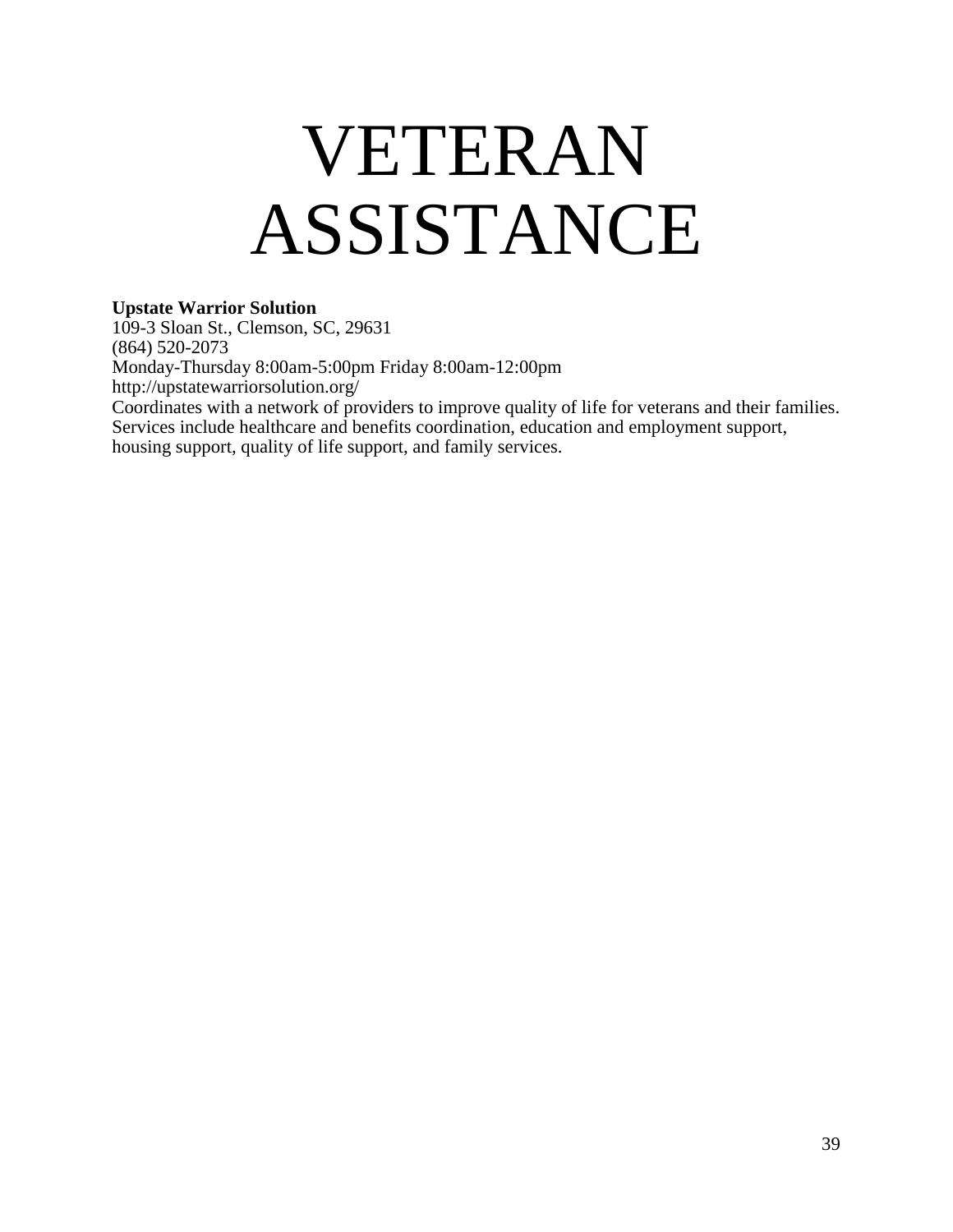# VETERAN ASSISTANCE

**Upstate Warrior Solution**
109-3 Sloan St., Clemson, SC, 29631
(864) 520-2073
Monday-Thursday 8:00am-5:00pm Friday 8:00am-12:00pm
http://upstatewarriorsolution.org/
Coordinates with a network of providers to improve quality of life for veterans and their families. Services include healthcare and benefits coordination, education and employment support, housing support, quality of life support, and family services.